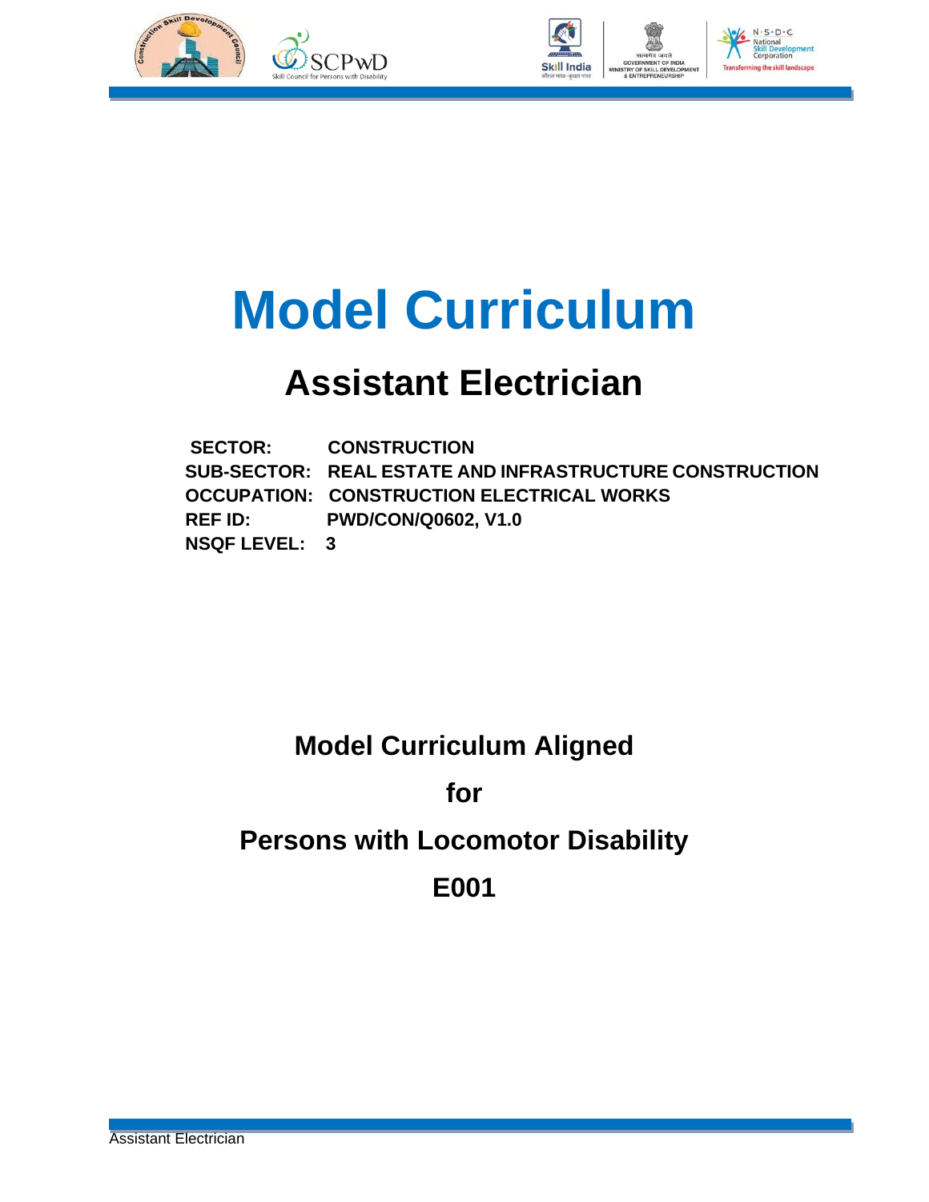# Model Curriculum

## Assistant Electrician

**SECTOR:** CONSTRUCTION
**SUB-SECTOR:** REAL ESTATE AND INFRASTRUCTURE CONSTRUCTION
**OCCUPATION:** CONSTRUCTION ELECTRICAL WORKS
**REF ID:** PWD/CON/Q0602, V1.0
**NSQF LEVEL:** 3

**Model Curriculum Aligned**

**for**

**Persons with Locomotor Disability**

**E001**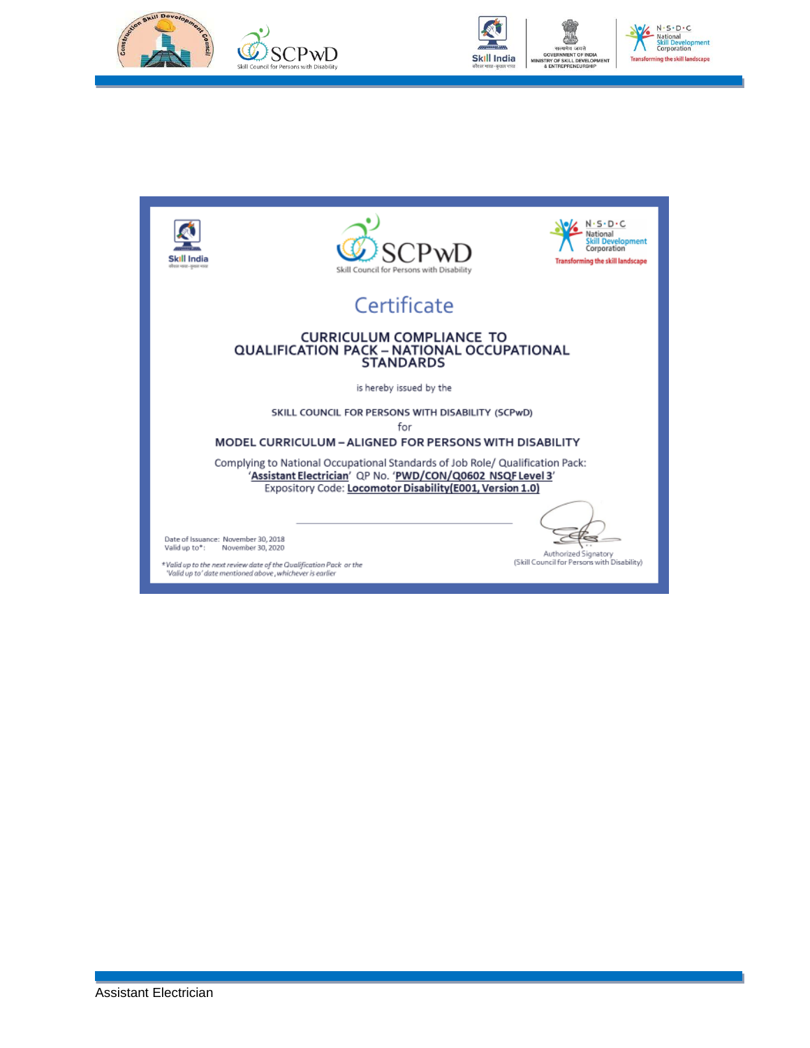# Certificate

## CURRICULUM COMPLIANCE TO QUALIFICATION PACK – NATIONAL OCCUPATIONAL STANDARDS

is hereby issued by the

SKILL COUNCIL FOR PERSONS WITH DISABILITY (SCPwD)

for

**MODEL CURRICULUM – ALIGNED FOR PERSONS WITH DISABILITY**

Complying to National Occupational Standards of Job Role/ Qualification Pack:
'**Assistant Electrician**' QP No. '**PWD/CON/Q0602 NSQF Level 3**'
Expository Code: **Locomotor Disability(E001, Version 1.0)**

Date of Issuance: November 30, 2018
Valid up to*: November 30, 2020

*\*Valid up to the next review date of the Qualification Pack or the 'Valid up to' date mentioned above, whichever is earlier*

Authorized Signatory
(Skill Council for Persons with Disability)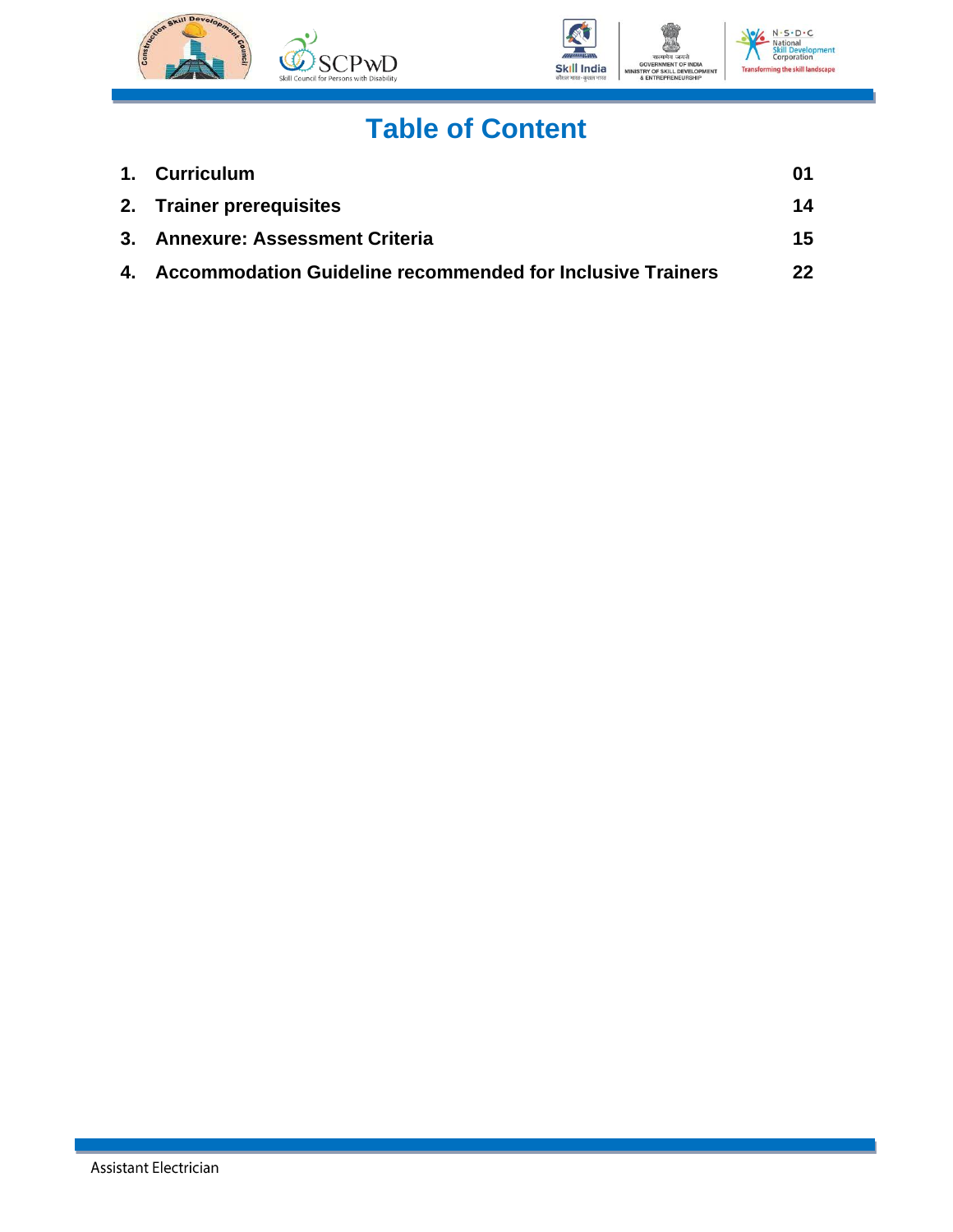# Table of Content

| | | |
|---|---|---|
| 1. | **Curriculum** | **01** |
| 2. | **Trainer prerequisites** | **14** |
| 3. | **Annexure: Assessment Criteria** | **15** |
| 4. | **Accommodation Guideline recommended for Inclusive Trainers** | **22** |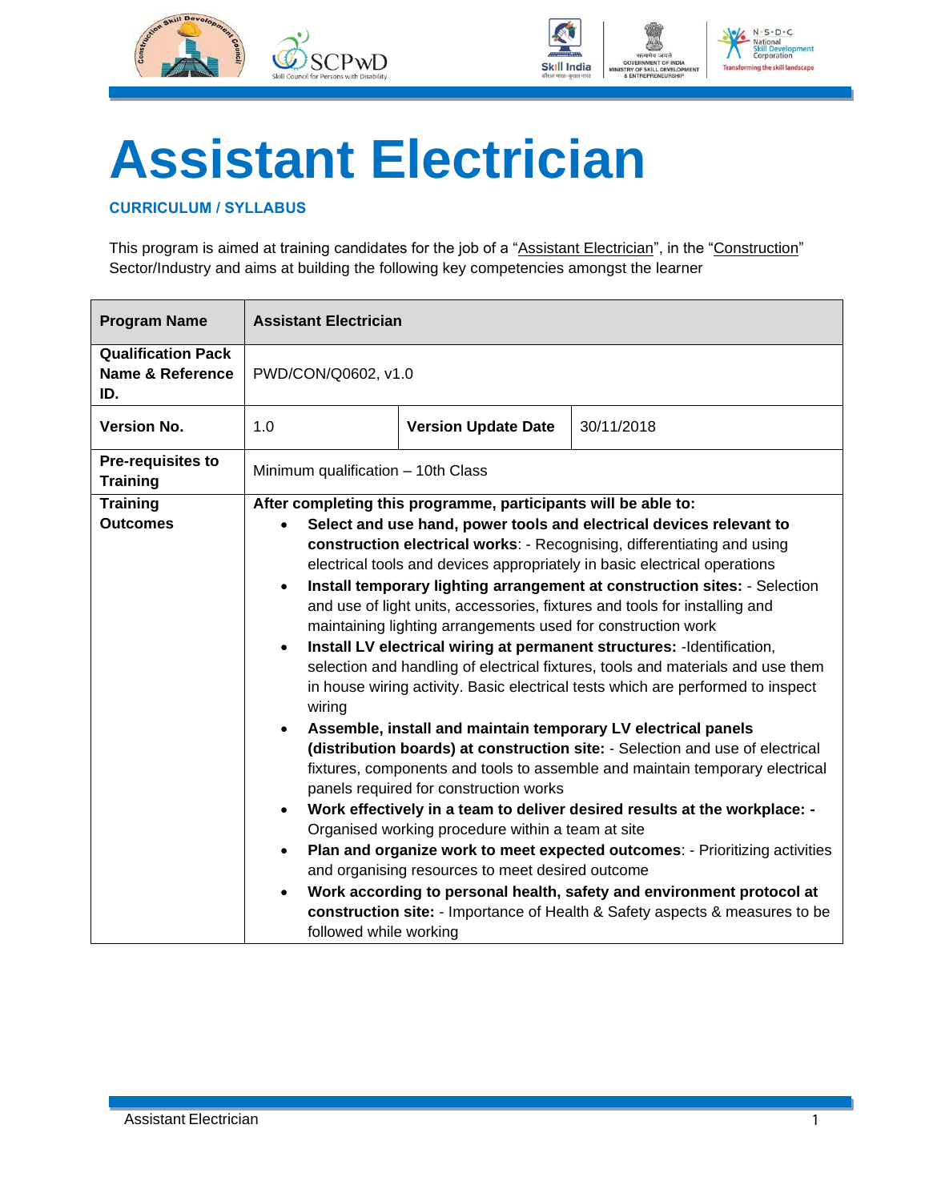# Assistant Electrician

**CURRICULUM / SYLLABUS**

This program is aimed at training candidates for the job of a "Assistant Electrician", in the "Construction" Sector/Industry and aims at building the following key competencies amongst the learner

| **Program Name** | **Assistant Electrician** | | |
|---|---|---|---|
| **Qualification Pack Name & Reference ID.** | PWD/CON/Q0602, v1.0 | | |
| **Version No.** | 1.0 | **Version Update Date** | 30/11/2018 |
| **Pre-requisites to Training** | Minimum qualification – 10th Class | | |
| **Training Outcomes** | **After completing this programme, participants will be able to:**<br>• **Select and use hand, power tools and electrical devices relevant to construction electrical works**: - Recognising, differentiating and using electrical tools and devices appropriately in basic electrical operations<br>• **Install temporary lighting arrangement at construction sites:** - Selection and use of light units, accessories, fixtures and tools for installing and maintaining lighting arrangements used for construction work<br>• **Install LV electrical wiring at permanent structures:** -Identification, selection and handling of electrical fixtures, tools and materials and use them in house wiring activity. Basic electrical tests which are performed to inspect wiring<br>• **Assemble, install and maintain temporary LV electrical panels (distribution boards) at construction site:** - Selection and use of electrical fixtures, components and tools to assemble and maintain temporary electrical panels required for construction works<br>• **Work effectively in a team to deliver desired results at the workplace: -** Organised working procedure within a team at site<br>• **Plan and organize work to meet expected outcomes**: - Prioritizing activities and organising resources to meet desired outcome<br>• **Work according to personal health, safety and environment protocol at construction site:** - Importance of Health & Safety aspects & measures to be followed while working | | |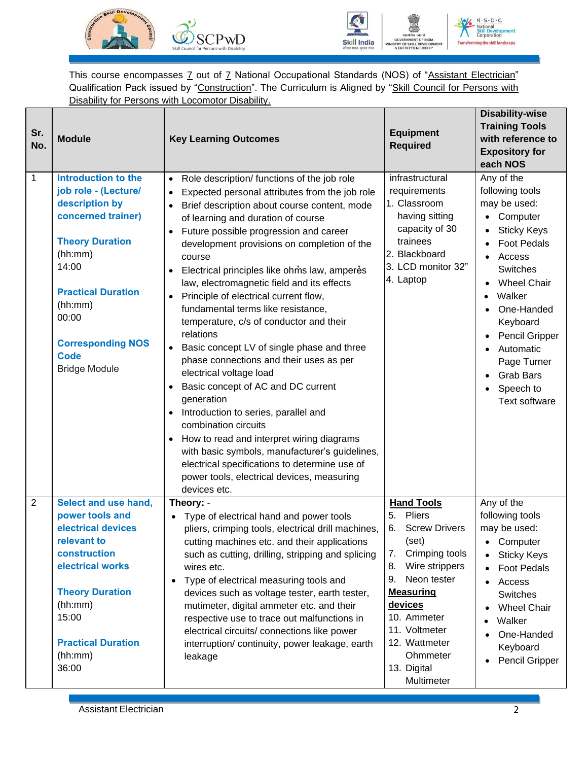This course encompasses 7 out of 7 National Occupational Standards (NOS) of "Assistant Electrician" Qualification Pack issued by "Construction". The Curriculum is Aligned by "Skill Council for Persons with Disability for Persons with Locomotor Disability.

| Sr. No. | Module | Key Learning Outcomes | Equipment Required | Disability-wise Training Tools with reference to Expository for each NOS |
|---|---|---|---|---|
| 1 | **Introduction to the job role - (Lecture/ description by concerned trainer)**<br><br>**Theory Duration** (hh:mm) 14:00<br><br>**Practical Duration** (hh:mm) 00:00<br><br>**Corresponding NOS Code** Bridge Module | • Role description/ functions of the job role<br>• Expected personal attributes from the job role<br>• Brief description about course content, mode of learning and duration of course<br>• Future possible progression and career development provisions on completion of the course<br>• Electrical principles like ohms law, amperès law, electromagnetic field and its effects<br>• Principle of electrical current flow, fundamental terms like resistance, temperature, c/s of conductor and their relations<br>• Basic concept LV of single phase and three phase connections and their uses as per electrical voltage load<br>• Basic concept of AC and DC current generation<br>• Introduction to series, parallel and combination circuits<br>• How to read and interpret wiring diagrams with basic symbols, manufacturer's guidelines, electrical specifications to determine use of power tools, electrical devices, measuring devices etc. | infrastructural requirements<br>1. Classroom having sitting capacity of 30 trainees<br>2. Blackboard<br>3. LCD monitor 32"<br>4. Laptop | Any of the following tools may be used:<br>• Computer<br>• Sticky Keys<br>• Foot Pedals<br>• Access Switches<br>• Wheel Chair<br>• Walker<br>• One-Handed Keyboard<br>• Pencil Gripper<br>• Automatic Page Turner<br>• Grab Bars<br>• Speech to Text software |
| 2 | **Select and use hand, power tools and electrical devices relevant to construction electrical works**<br><br>**Theory Duration** (hh:mm) 15:00<br><br>**Practical Duration** (hh:mm) 36:00 | **Theory:** -<br>• Type of electrical hand and power tools pliers, crimping tools, electrical drill machines, cutting machines etc. and their applications such as cutting, drilling, stripping and splicing wires etc.<br>• Type of electrical measuring tools and devices such as voltage tester, earth tester, mutimeter, digital ammeter etc. and their respective use to trace out malfunctions in electrical circuits/ connections like power interruption/ continuity, power leakage, earth leakage | **Hand Tools**<br>5. Pliers<br>6. Screw Drivers (set)<br>7. Crimping tools<br>8. Wire strippers<br>9. Neon tester<br>**Measuring devices**<br>10. Ammeter<br>11. Voltmeter<br>12. Wattmeter Ohmmeter<br>13. Digital Multimeter | Any of the following tools may be used:<br>• Computer<br>• Sticky Keys<br>• Foot Pedals<br>• Access Switches<br>• Wheel Chair<br>• Walker<br>• One-Handed Keyboard<br>• Pencil Gripper |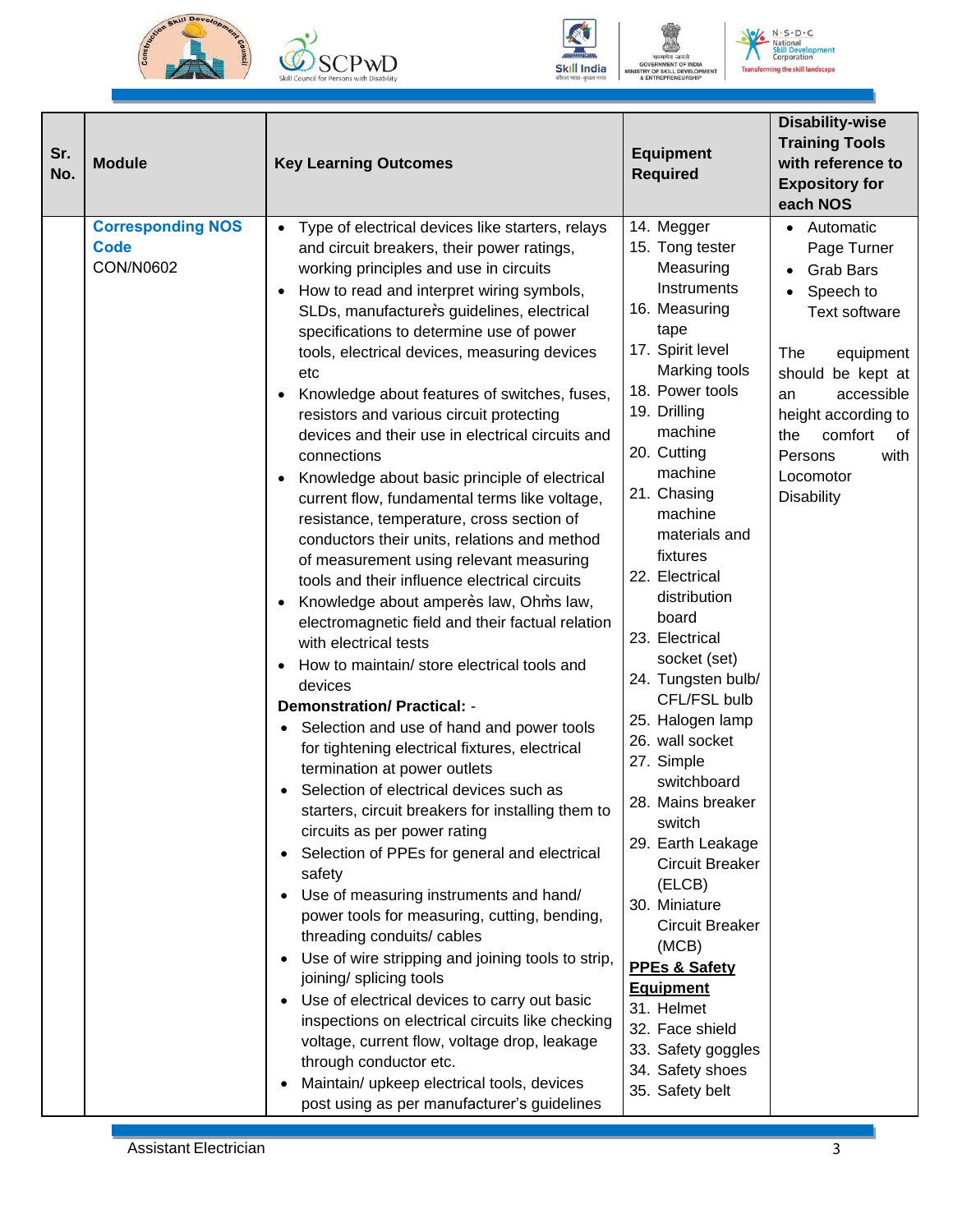| Sr. No. | Module | Key Learning Outcomes | Equipment Required | Disability-wise Training Tools with reference to Expository for each NOS |
|---|---|---|---|---|
| | **Corresponding NOS Code** CON/N0602 | • Type of electrical devices like starters, relays and circuit breakers, their power ratings, working principles and use in circuits<br>• How to read and interpret wiring symbols, SLDs, manufacturer's guidelines, electrical specifications to determine use of power tools, electrical devices, measuring devices etc<br>• Knowledge about features of switches, fuses, resistors and various circuit protecting devices and their use in electrical circuits and connections<br>• Knowledge about basic principle of electrical current flow, fundamental terms like voltage, resistance, temperature, cross section of conductors their units, relations and method of measurement using relevant measuring tools and their influence electrical circuits<br>• Knowledge about amperès law, Ohm's law, electromagnetic field and their factual relation with electrical tests<br>• How to maintain/ store electrical tools and devices<br>**Demonstration/ Practical: -**<br>• Selection and use of hand and power tools for tightening electrical fixtures, electrical termination at power outlets<br>• Selection of electrical devices such as starters, circuit breakers for installing them to circuits as per power rating<br>• Selection of PPEs for general and electrical safety<br>• Use of measuring instruments and hand/ power tools for measuring, cutting, bending, threading conduits/ cables<br>• Use of wire stripping and joining tools to strip, joining/ splicing tools<br>• Use of electrical devices to carry out basic inspections on electrical circuits like checking voltage, current flow, voltage drop, leakage through conductor etc.<br>• Maintain/ upkeep electrical tools, devices post using as per manufacturer's guidelines | 14. Megger<br>15. Tong tester Measuring Instruments<br>16. Measuring tape<br>17. Spirit level Marking tools<br>18. Power tools<br>19. Drilling machine<br>20. Cutting machine<br>21. Chasing machine materials and fixtures<br>22. Electrical distribution board<br>23. Electrical socket (set)<br>24. Tungsten bulb/ CFL/FSL bulb<br>25. Halogen lamp<br>26. wall socket<br>27. Simple switchboard<br>28. Mains breaker switch<br>29. Earth Leakage Circuit Breaker (ELCB)<br>30. Miniature Circuit Breaker (MCB)<br>**PPEs & Safety Equipment**<br>31. Helmet<br>32. Face shield<br>33. Safety goggles<br>34. Safety shoes<br>35. Safety belt | • Automatic Page Turner<br>• Grab Bars<br>• Speech to Text software<br><br>The equipment should be kept at an accessible height according to the comfort of Persons with Locomotor Disability |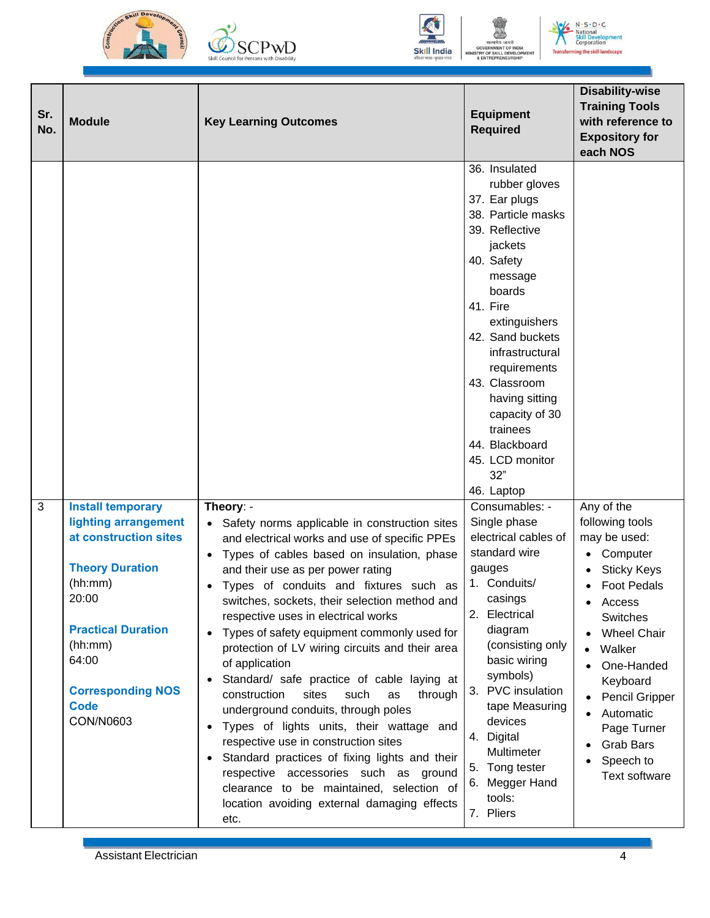| Sr. No. | Module | Key Learning Outcomes | Equipment Required | Disability-wise Training Tools with reference to Expository for each NOS |
|---|---|---|---|---|
| | | | 36. Insulated rubber gloves<br>37. Ear plugs<br>38. Particle masks<br>39. Reflective jackets<br>40. Safety message boards<br>41. Fire extinguishers<br>42. Sand buckets infrastructural requirements<br>43. Classroom having sitting capacity of 30 trainees<br>44. Blackboard<br>45. LCD monitor 32"<br>46. Laptop | |
| 3 | **Install temporary lighting arrangement at construction sites**<br><br>**Theory Duration** (hh:mm)<br>20:00<br><br>**Practical Duration** (hh:mm)<br>64:00<br><br>**Corresponding NOS Code**<br>CON/N0603 | **Theory**: -<br>• Safety norms applicable in construction sites and electrical works and use of specific PPEs<br>• Types of cables based on insulation, phase and their use as per power rating<br>• Types of conduits and fixtures such as switches, sockets, their selection method and respective uses in electrical works<br>• Types of safety equipment commonly used for protection of LV wiring circuits and their area of application<br>• Standard/ safe practice of cable laying at construction sites such as through underground conduits, through poles<br>• Types of lights units, their wattage and respective use in construction sites<br>• Standard practices of fixing lights and their respective accessories such as ground clearance to be maintained, selection of location avoiding external damaging effects etc. | Consumables: -<br>Single phase electrical cables of standard wire gauges<br>1. Conduits/ casings<br>2. Electrical diagram (consisting only basic wiring symbols)<br>3. PVC insulation tape Measuring devices<br>4. Digital Multimeter<br>5. Tong tester<br>6. Megger Hand tools:<br>7. Pliers | Any of the following tools may be used:<br>• Computer<br>• Sticky Keys<br>• Foot Pedals<br>• Access Switches<br>• Wheel Chair<br>• Walker<br>• One-Handed Keyboard<br>• Pencil Gripper<br>• Automatic Page Turner<br>• Grab Bars<br>• Speech to Text software |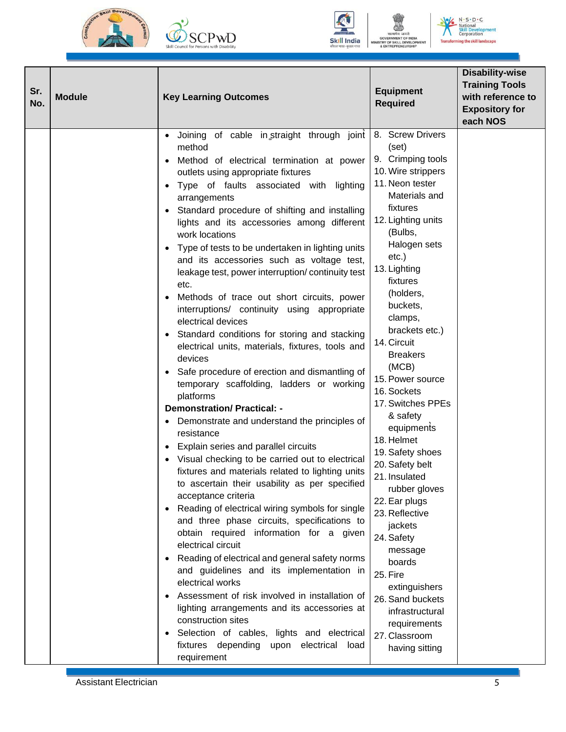| Sr. No. | Module | Key Learning Outcomes | Equipment Required | Disability-wise Training Tools with reference to Expository for each NOS |
|---|---|---|---|---|
| | | • Joining of cable in straight through joint method<br>• Method of electrical termination at power outlets using appropriate fixtures<br>• Type of faults associated with lighting arrangements<br>• Standard procedure of shifting and installing lights and its accessories among different work locations<br>• Type of tests to be undertaken in lighting units and its accessories such as voltage test, leakage test, power interruption/ continuity test etc.<br>• Methods of trace out short circuits, power interruptions/ continuity using appropriate electrical devices<br>• Standard conditions for storing and stacking electrical units, materials, fixtures, tools and devices<br>• Safe procedure of erection and dismantling of temporary scaffolding, ladders or working platforms<br>**Demonstration/ Practical: -**<br>• Demonstrate and understand the principles of resistance<br>• Explain series and parallel circuits<br>• Visual checking to be carried out to electrical fixtures and materials related to lighting units to ascertain their usability as per specified acceptance criteria<br>• Reading of electrical wiring symbols for single and three phase circuits, specifications to obtain required information for a given electrical circuit<br>• Reading of electrical and general safety norms and guidelines and its implementation in electrical works<br>• Assessment of risk involved in installation of lighting arrangements and its accessories at construction sites<br>• Selection of cables, lights and electrical fixtures depending upon electrical load requirement | 8. Screw Drivers (set)<br>9. Crimping tools<br>10. Wire strippers<br>11. Neon tester Materials and fixtures<br>12. Lighting units (Bulbs, Halogen sets etc.)<br>13. Lighting fixtures (holders, buckets, clamps, brackets etc.)<br>14. Circuit Breakers (MCB)<br>15. Power source<br>16. Sockets<br>17. Switches PPEs & safety equipments<br>18. Helmet<br>19. Safety shoes<br>20. Safety belt<br>21. Insulated rubber gloves<br>22. Ear plugs<br>23. Reflective jackets<br>24. Safety message boards<br>25. Fire extinguishers<br>26. Sand buckets infrastructural requirements<br>27. Classroom having sitting | |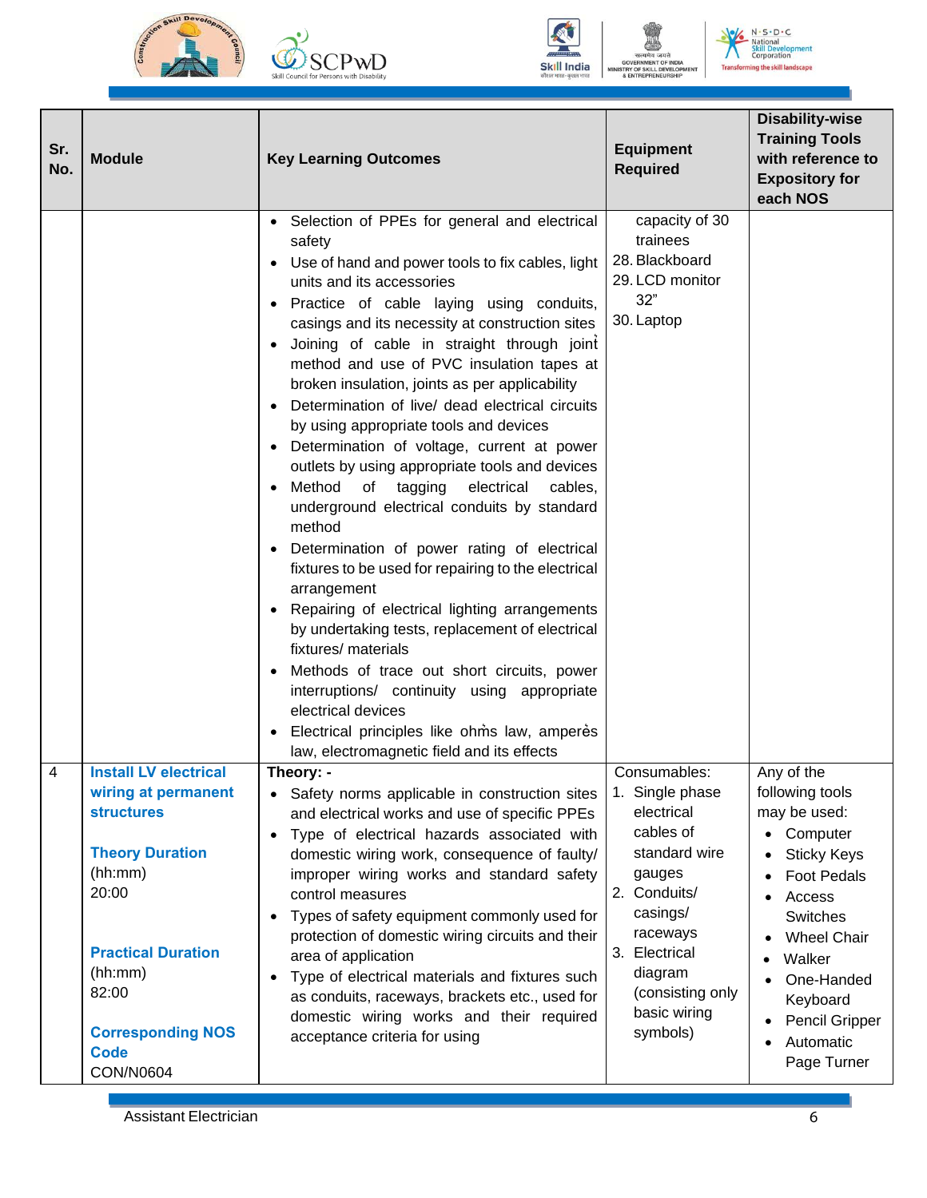| Sr. No. | Module | Key Learning Outcomes | Equipment Required | Disability-wise Training Tools with reference to Expository for each NOS |
|---|---|---|---|---|
| | | • Selection of PPEs for general and electrical safety<br>• Use of hand and power tools to fix cables, light units and its accessories<br>• Practice of cable laying using conduits, casings and its necessity at construction sites<br>• Joining of cable in straight through joint method and use of PVC insulation tapes at broken insulation, joints as per applicability<br>• Determination of live/ dead electrical circuits by using appropriate tools and devices<br>• Determination of voltage, current at power outlets by using appropriate tools and devices<br>• Method of tagging electrical cables, underground electrical conduits by standard method<br>• Determination of power rating of electrical fixtures to be used for repairing to the electrical arrangement<br>• Repairing of electrical lighting arrangements by undertaking tests, replacement of electrical fixtures/ materials<br>• Methods of trace out short circuits, power interruptions/ continuity using appropriate electrical devices<br>• Electrical principles like ohms law, amperès law, electromagnetic field and its effects | capacity of 30 trainees<br>28. Blackboard<br>29. LCD monitor 32"<br>30. Laptop | |
| 4 | **Install LV electrical wiring at permanent structures**<br><br>**Theory Duration** (hh:mm)<br>20:00<br><br>**Practical Duration** (hh:mm)<br>82:00<br><br>**Corresponding NOS Code**<br>CON/N0604 | **Theory: -**<br>• Safety norms applicable in construction sites and electrical works and use of specific PPEs<br>• Type of electrical hazards associated with domestic wiring work, consequence of faulty/ improper wiring works and standard safety control measures<br>• Types of safety equipment commonly used for protection of domestic wiring circuits and their area of application<br>• Type of electrical materials and fixtures such as conduits, raceways, brackets etc., used for domestic wiring works and their required acceptance criteria for using | Consumables:<br>1. Single phase electrical cables of standard wire gauges<br>2. Conduits/ casings/ raceways<br>3. Electrical diagram (consisting only basic wiring symbols) | Any of the following tools may be used:<br>• Computer<br>• Sticky Keys<br>• Foot Pedals<br>• Access Switches<br>• Wheel Chair<br>• Walker<br>• One-Handed Keyboard<br>• Pencil Gripper<br>• Automatic Page Turner |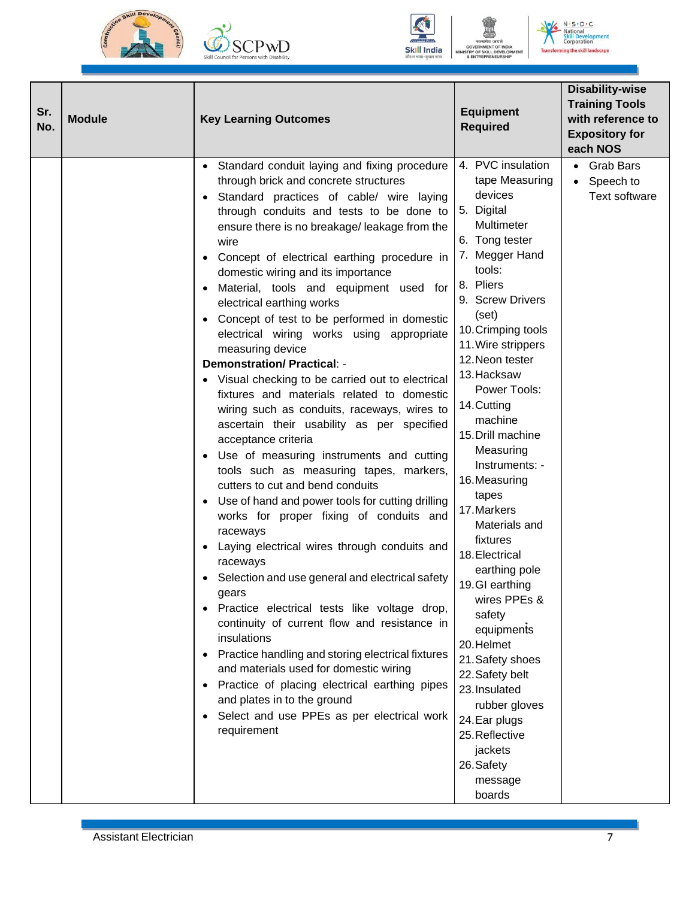| Sr. No. | Module | Key Learning Outcomes | Equipment Required | Disability-wise Training Tools with reference to Expository for each NOS |
|---|---|---|---|---|
| | | • Standard conduit laying and fixing procedure through brick and concrete structures<br>• Standard practices of cable/ wire laying through conduits and tests to be done to ensure there is no breakage/ leakage from the wire<br>• Concept of electrical earthing procedure in domestic wiring and its importance<br>• Material, tools and equipment used for electrical earthing works<br>• Concept of test to be performed in domestic electrical wiring works using appropriate measuring device<br>**Demonstration/ Practical**: -<br>• Visual checking to be carried out to electrical fixtures and materials related to domestic wiring such as conduits, raceways, wires to ascertain their usability as per specified acceptance criteria<br>• Use of measuring instruments and cutting tools such as measuring tapes, markers, cutters to cut and bend conduits<br>• Use of hand and power tools for cutting drilling works for proper fixing of conduits and raceways<br>• Laying electrical wires through conduits and raceways<br>• Selection and use general and electrical safety gears<br>• Practice electrical tests like voltage drop, continuity of current flow and resistance in insulations<br>• Practice handling and storing electrical fixtures and materials used for domestic wiring<br>• Practice of placing electrical earthing pipes and plates in to the ground<br>• Select and use PPEs as per electrical work requirement | 4. PVC insulation tape Measuring devices<br>5. Digital Multimeter<br>6. Tong tester<br>7. Megger Hand tools:<br>8. Pliers<br>9. Screw Drivers (set)<br>10. Crimping tools<br>11. Wire strippers<br>12. Neon tester<br>13. Hacksaw Power Tools:<br>14. Cutting machine<br>15. Drill machine Measuring Instruments: -<br>16. Measuring tapes<br>17. Markers Materials and fixtures<br>18. Electrical earthing pole<br>19. GI earthing wires PPEs & safety equipments<br>20. Helmet<br>21. Safety shoes<br>22. Safety belt<br>23. Insulated rubber gloves<br>24. Ear plugs<br>25. Reflective jackets<br>26. Safety message boards | • Grab Bars<br>• Speech to Text software |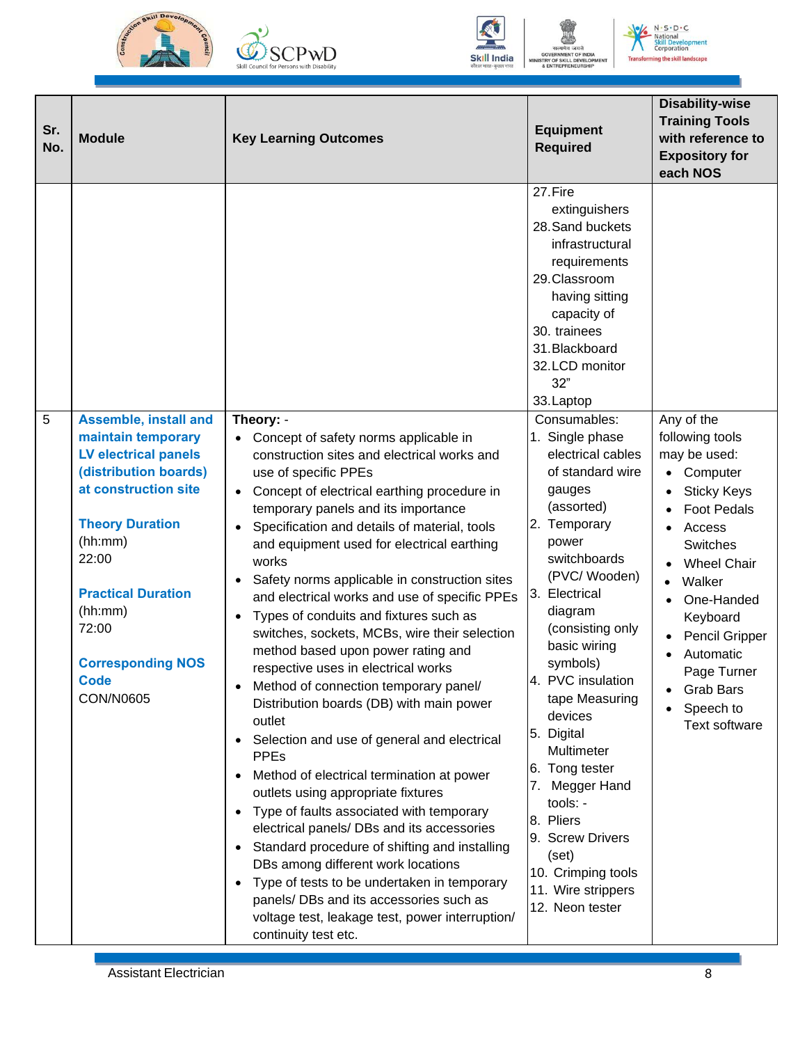| Sr. No. | Module | Key Learning Outcomes | Equipment Required | Disability-wise Training Tools with reference to Expository for each NOS |
|---|---|---|---|---|
| | | | 27. Fire extinguishers<br>28. Sand buckets infrastructural requirements<br>29. Classroom having sitting capacity of<br>30. trainees<br>31. Blackboard<br>32. LCD monitor 32"<br>33. Laptop | |
| 5 | **Assemble, install and maintain temporary LV electrical panels (distribution boards) at construction site**<br><br>**Theory Duration** (hh:mm)<br>22:00<br><br>**Practical Duration** (hh:mm)<br>72:00<br><br>**Corresponding NOS Code**<br>CON/N0605 | **Theory: -**<br>• Concept of safety norms applicable in construction sites and electrical works and use of specific PPEs<br>• Concept of electrical earthing procedure in temporary panels and its importance<br>• Specification and details of material, tools and equipment used for electrical earthing works<br>• Safety norms applicable in construction sites and electrical works and use of specific PPEs<br>• Types of conduits and fixtures such as switches, sockets, MCBs, wire their selection method based upon power rating and respective uses in electrical works<br>• Method of connection temporary panel/ Distribution boards (DB) with main power outlet<br>• Selection and use of general and electrical PPEs<br>• Method of electrical termination at power outlets using appropriate fixtures<br>• Type of faults associated with temporary electrical panels/ DBs and its accessories<br>• Standard procedure of shifting and installing DBs among different work locations<br>• Type of tests to be undertaken in temporary panels/ DBs and its accessories such as voltage test, leakage test, power interruption/ continuity test etc. | Consumables:<br>1. Single phase electrical cables of standard wire gauges (assorted)<br>2. Temporary power switchboards (PVC/ Wooden)<br>3. Electrical diagram (consisting only basic wiring symbols)<br>4. PVC insulation tape Measuring devices<br>5. Digital Multimeter<br>6. Tong tester<br>7. Megger Hand tools: -<br>8. Pliers<br>9. Screw Drivers (set)<br>10. Crimping tools<br>11. Wire strippers<br>12. Neon tester | Any of the following tools may be used:<br>• Computer<br>• Sticky Keys<br>• Foot Pedals<br>• Access Switches<br>• Wheel Chair<br>• Walker<br>• One-Handed Keyboard<br>• Pencil Gripper<br>• Automatic Page Turner<br>• Grab Bars<br>• Speech to Text software |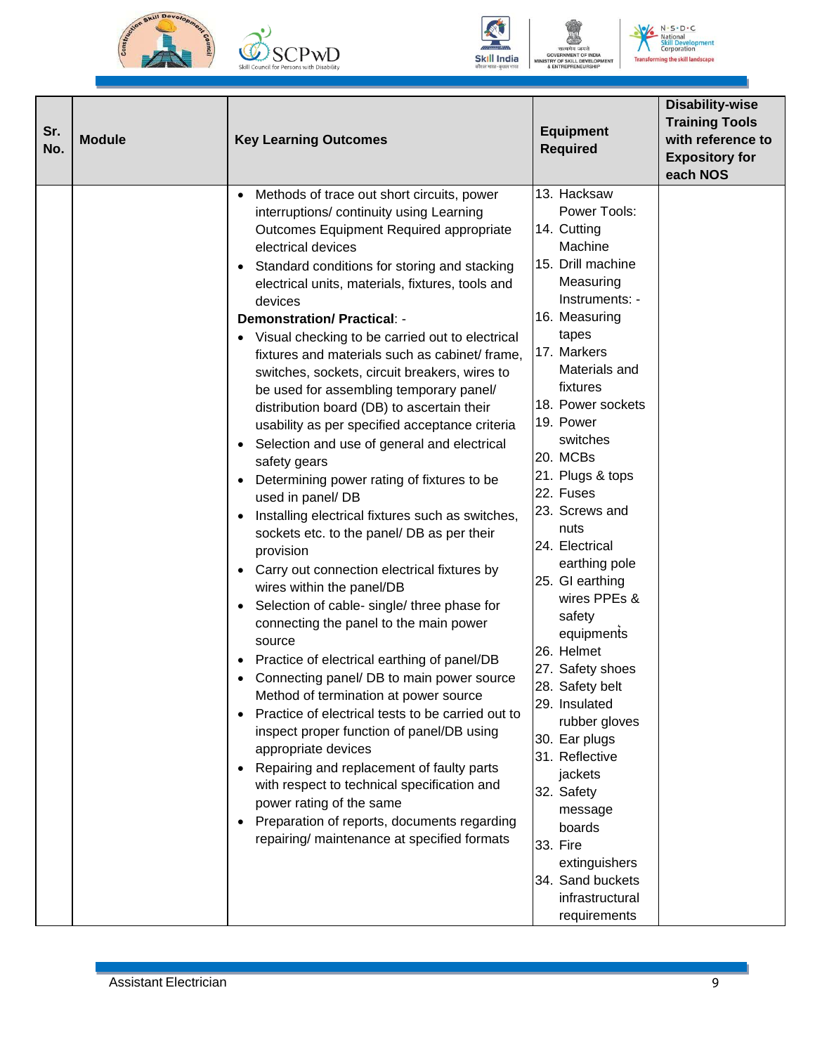| Sr. No. | Module | Key Learning Outcomes | Equipment Required | Disability-wise Training Tools with reference to Expository for each NOS |
|---|---|---|---|---|
| | | • Methods of trace out short circuits, power interruptions/ continuity using Learning Outcomes Equipment Required appropriate electrical devices<br>• Standard conditions for storing and stacking electrical units, materials, fixtures, tools and devices<br>**Demonstration/ Practical**: -<br>• Visual checking to be carried out to electrical fixtures and materials such as cabinet/ frame, switches, sockets, circuit breakers, wires to be used for assembling temporary panel/ distribution board (DB) to ascertain their usability as per specified acceptance criteria<br>• Selection and use of general and electrical safety gears<br>• Determining power rating of fixtures to be used in panel/ DB<br>• Installing electrical fixtures such as switches, sockets etc. to the panel/ DB as per their provision<br>• Carry out connection electrical fixtures by wires within the panel/DB<br>• Selection of cable- single/ three phase for connecting the panel to the main power source<br>• Practice of electrical earthing of panel/DB<br>• Connecting panel/ DB to main power source Method of termination at power source<br>• Practice of electrical tests to be carried out to inspect proper function of panel/DB using appropriate devices<br>• Repairing and replacement of faulty parts with respect to technical specification and power rating of the same<br>• Preparation of reports, documents regarding repairing/ maintenance at specified formats | 13. Hacksaw Power Tools:<br>14. Cutting Machine<br>15. Drill machine Measuring Instruments: -<br>16. Measuring tapes<br>17. Markers Materials and fixtures<br>18. Power sockets<br>19. Power switches<br>20. MCBs<br>21. Plugs & tops<br>22. Fuses<br>23. Screws and nuts<br>24. Electrical earthing pole<br>25. GI earthing wires PPEs & safety equipments<br>26. Helmet<br>27. Safety shoes<br>28. Safety belt<br>29. Insulated rubber gloves<br>30. Ear plugs<br>31. Reflective jackets<br>32. Safety message boards<br>33. Fire extinguishers<br>34. Sand buckets infrastructural requirements | |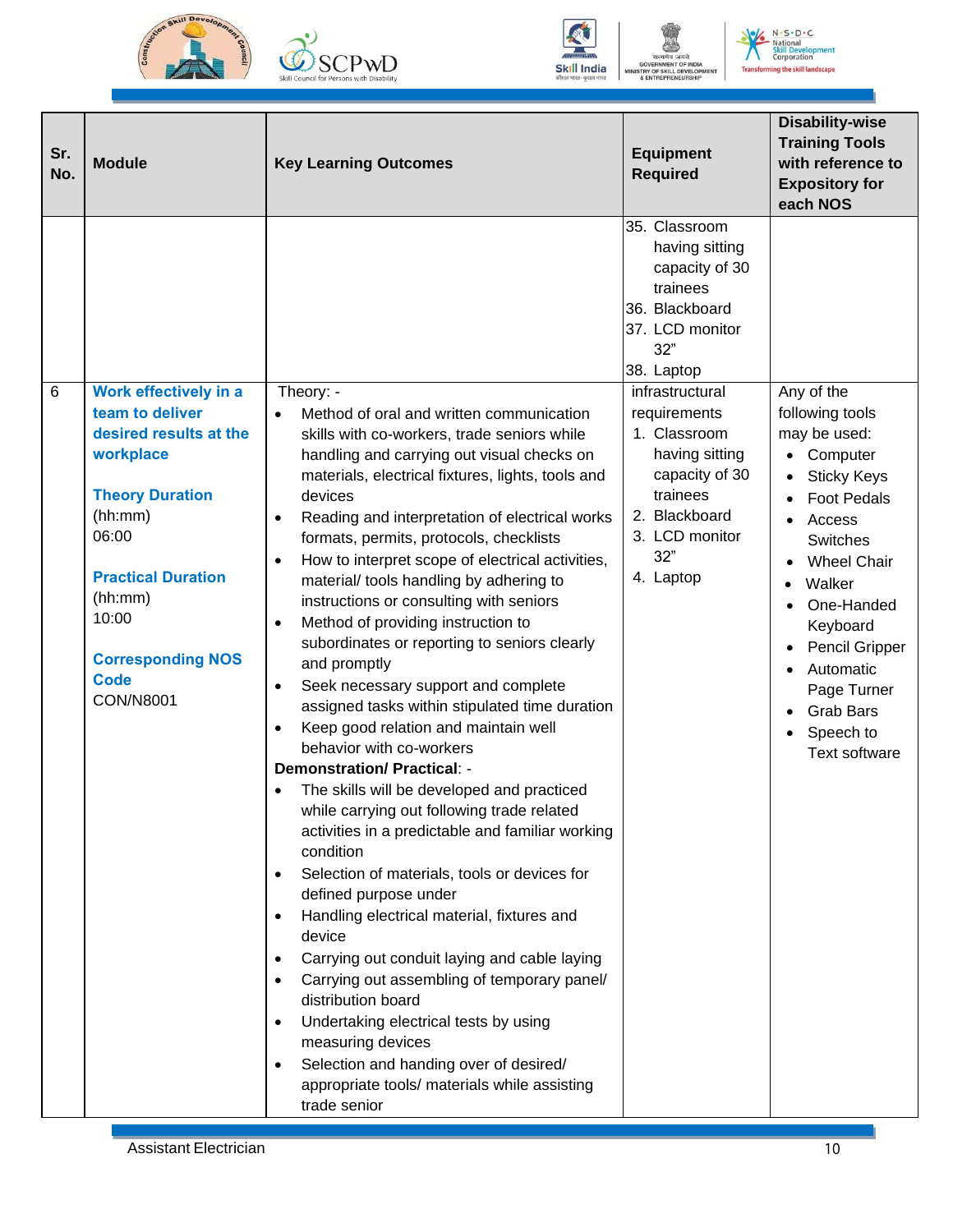| Sr. No. | Module | Key Learning Outcomes | Equipment Required | Disability-wise Training Tools with reference to Expository for each NOS |
|---|---|---|---|---|
| | | | 35. Classroom having sitting capacity of 30 trainees<br>36. Blackboard<br>37. LCD monitor 32"<br>38. Laptop | |
| 6 | **Work effectively in a team to deliver desired results at the workplace**<br><br>**Theory Duration** (hh:mm)<br>06:00<br><br>**Practical Duration** (hh:mm)<br>10:00<br><br>**Corresponding NOS Code**<br>CON/N8001 | Theory: -<br>• Method of oral and written communication skills with co-workers, trade seniors while handling and carrying out visual checks on materials, electrical fixtures, lights, tools and devices<br>• Reading and interpretation of electrical works formats, permits, protocols, checklists<br>• How to interpret scope of electrical activities, material/ tools handling by adhering to instructions or consulting with seniors<br>• Method of providing instruction to subordinates or reporting to seniors clearly and promptly<br>• Seek necessary support and complete assigned tasks within stipulated time duration<br>• Keep good relation and maintain well behavior with co-workers<br>**Demonstration/ Practical**: -<br>• The skills will be developed and practiced while carrying out following trade related activities in a predictable and familiar working condition<br>• Selection of materials, tools or devices for defined purpose under<br>• Handling electrical material, fixtures and device<br>• Carrying out conduit laying and cable laying<br>• Carrying out assembling of temporary panel/ distribution board<br>• Undertaking electrical tests by using measuring devices<br>• Selection and handing over of desired/ appropriate tools/ materials while assisting trade senior | infrastructural requirements<br>1. Classroom having sitting capacity of 30 trainees<br>2. Blackboard<br>3. LCD monitor 32"<br>4. Laptop | Any of the following tools may be used:<br>• Computer<br>• Sticky Keys<br>• Foot Pedals<br>• Access Switches<br>• Wheel Chair<br>• Walker<br>• One-Handed Keyboard<br>• Pencil Gripper<br>• Automatic Page Turner<br>• Grab Bars<br>• Speech to Text software |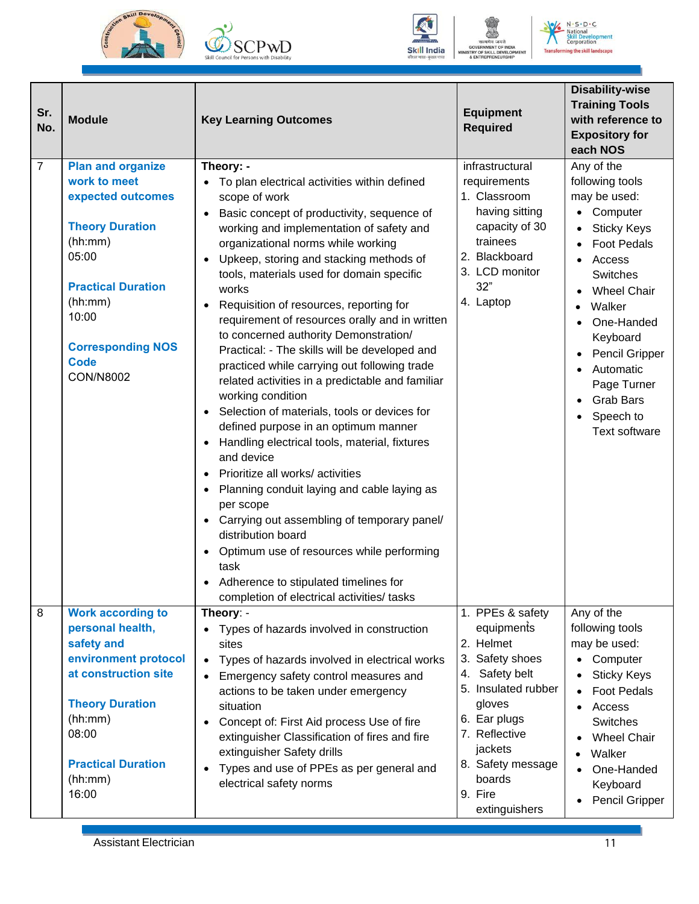| Sr. No. | Module | Key Learning Outcomes | Equipment Required | Disability-wise Training Tools with reference to Expository for each NOS |
|---|---|---|---|---|
| 7 | **Plan and organize work to meet expected outcomes**<br><br>**Theory Duration** (hh:mm)<br>05:00<br><br>**Practical Duration** (hh:mm)<br>10:00<br><br>**Corresponding NOS Code**<br>CON/N8002 | **Theory: -**<br>• To plan electrical activities within defined scope of work<br>• Basic concept of productivity, sequence of working and implementation of safety and organizational norms while working<br>• Upkeep, storing and stacking methods of tools, materials used for domain specific works<br>• Requisition of resources, reporting for requirement of resources orally and in written to concerned authority Demonstration/ Practical: - The skills will be developed and practiced while carrying out following trade related activities in a predictable and familiar working condition<br>• Selection of materials, tools or devices for defined purpose in an optimum manner<br>• Handling electrical tools, material, fixtures and device<br>• Prioritize all works/ activities<br>• Planning conduit laying and cable laying as per scope<br>• Carrying out assembling of temporary panel/ distribution board<br>• Optimum use of resources while performing task<br>• Adherence to stipulated timelines for completion of electrical activities/ tasks | infrastructural requirements<br>1. Classroom having sitting capacity of 30 trainees<br>2. Blackboard<br>3. LCD monitor 32"<br>4. Laptop | Any of the following tools may be used:<br>• Computer<br>• Sticky Keys<br>• Foot Pedals<br>• Access Switches<br>• Wheel Chair<br>• Walker<br>• One-Handed Keyboard<br>• Pencil Gripper<br>• Automatic Page Turner<br>• Grab Bars<br>• Speech to Text software |
| 8 | **Work according to personal health, safety and environment protocol at construction site**<br><br>**Theory Duration** (hh:mm)<br>08:00<br><br>**Practical Duration** (hh:mm)<br>16:00 | **Theory**: -<br>• Types of hazards involved in construction sites<br>• Types of hazards involved in electrical works<br>• Emergency safety control measures and actions to be taken under emergency situation<br>• Concept of: First Aid process Use of fire extinguisher Classification of fires and fire extinguisher Safety drills<br>• Types and use of PPEs as per general and electrical safety norms | 1. PPEs & safety equipments<br>2. Helmet<br>3. Safety shoes<br>4. Safety belt<br>5. Insulated rubber gloves<br>6. Ear plugs<br>7. Reflective jackets<br>8. Safety message boards<br>9. Fire extinguishers | Any of the following tools may be used:<br>• Computer<br>• Sticky Keys<br>• Foot Pedals<br>• Access Switches<br>• Wheel Chair<br>• Walker<br>• One-Handed Keyboard<br>• Pencil Gripper |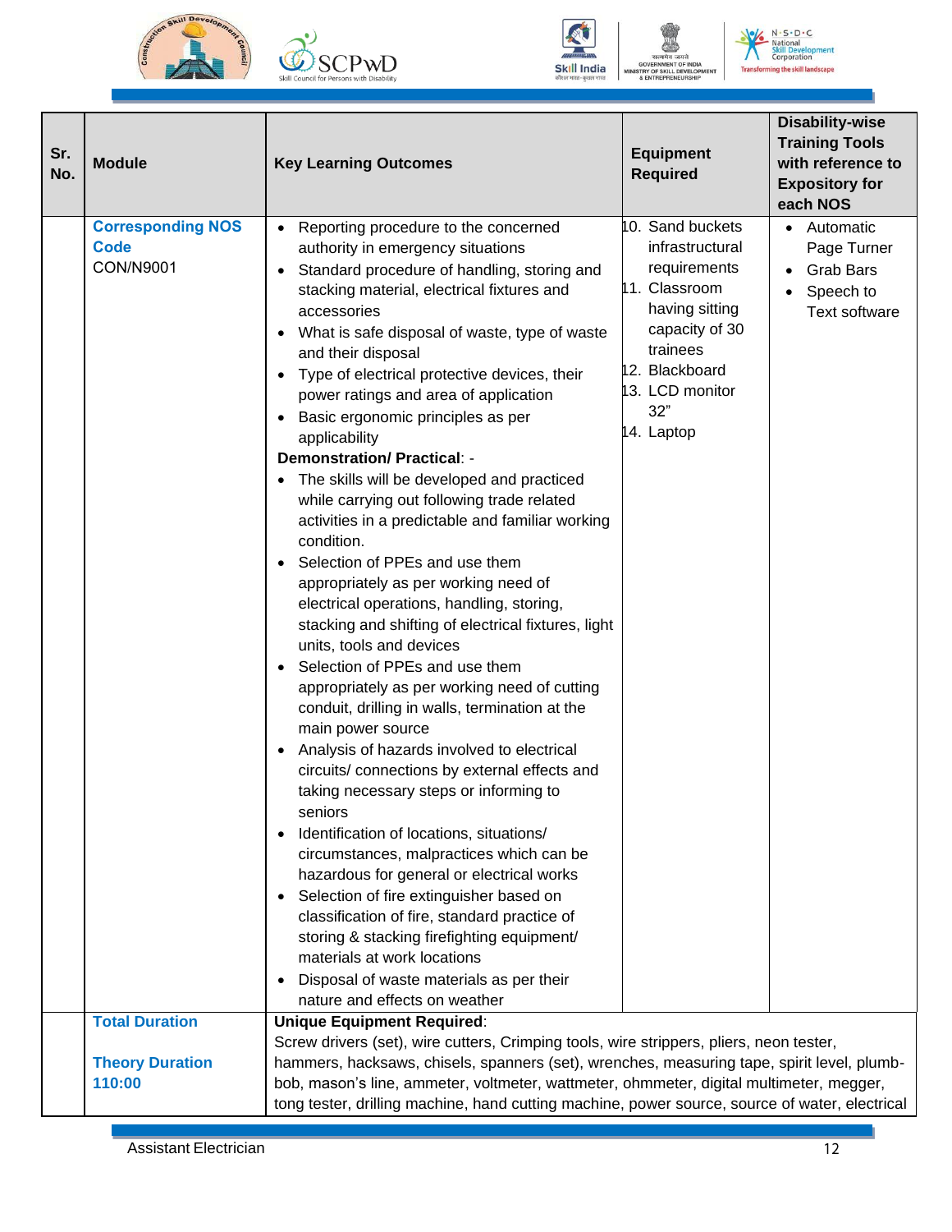| Sr. No. | Module | Key Learning Outcomes | Equipment Required | Disability-wise Training Tools with reference to Expository for each NOS |
|---|---|---|---|---|
| | **Corresponding NOS Code** CON/N9001 | • Reporting procedure to the concerned authority in emergency situations<br>• Standard procedure of handling, storing and stacking material, electrical fixtures and accessories<br>• What is safe disposal of waste, type of waste and their disposal<br>• Type of electrical protective devices, their power ratings and area of application<br>• Basic ergonomic principles as per applicability<br>**Demonstration/ Practical**: -<br>• The skills will be developed and practiced while carrying out following trade related activities in a predictable and familiar working condition.<br>• Selection of PPEs and use them appropriately as per working need of electrical operations, handling, storing, stacking and shifting of electrical fixtures, light units, tools and devices<br>• Selection of PPEs and use them appropriately as per working need of cutting conduit, drilling in walls, termination at the main power source<br>• Analysis of hazards involved to electrical circuits/ connections by external effects and taking necessary steps or informing to seniors<br>• Identification of locations, situations/ circumstances, malpractices which can be hazardous for general or electrical works<br>• Selection of fire extinguisher based on classification of fire, standard practice of storing & stacking firefighting equipment/ materials at work locations<br>• Disposal of waste materials as per their nature and effects on weather | 10. Sand buckets infrastructural requirements<br>11. Classroom having sitting capacity of 30 trainees<br>12. Blackboard<br>13. LCD monitor 32"<br>14. Laptop | • Automatic Page Turner<br>• Grab Bars<br>• Speech to Text software |
| | **Total Duration**<br><br>**Theory Duration**<br>**110:00** | **Unique Equipment Required**:<br>Screw drivers (set), wire cutters, Crimping tools, wire strippers, pliers, neon tester, hammers, hacksaws, chisels, spanners (set), wrenches, measuring tape, spirit level, plumb-bob, mason's line, ammeter, voltmeter, wattmeter, ohmmeter, digital multimeter, megger, tong tester, drilling machine, hand cutting machine, power source, source of water, electrical | | |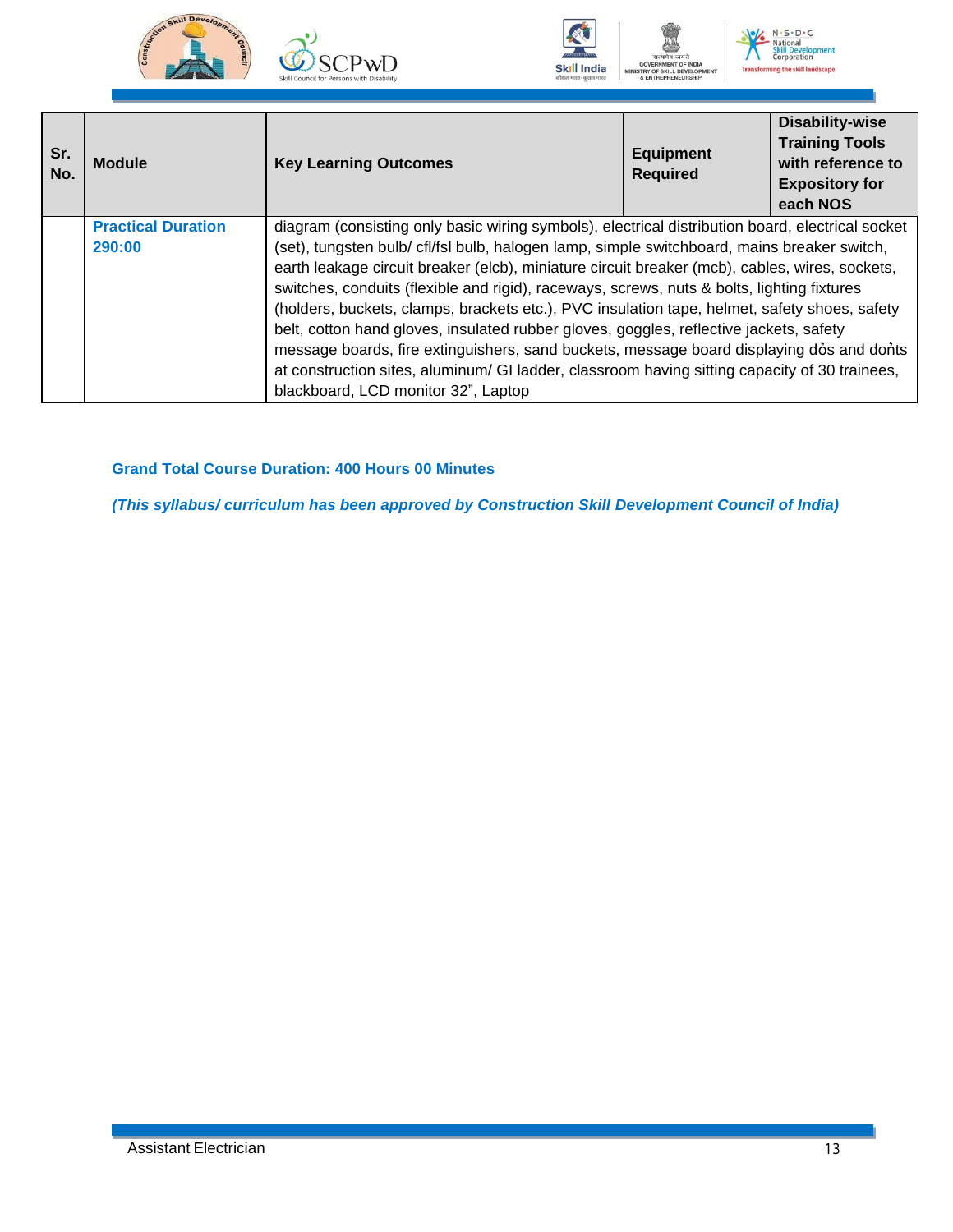| Sr. No. | Module | Key Learning Outcomes | Equipment Required | Disability-wise Training Tools with reference to Expository for each NOS |
|---|---|---|---|---|
| | **Practical Duration 290:00** | diagram (consisting only basic wiring symbols), electrical distribution board, electrical socket (set), tungsten bulb/ cfl/fsl bulb, halogen lamp, simple switchboard, mains breaker switch, earth leakage circuit breaker (elcb), miniature circuit breaker (mcb), cables, wires, sockets, switches, conduits (flexible and rigid), raceways, screws, nuts & bolts, lighting fixtures (holders, buckets, clamps, brackets etc.), PVC insulation tape, helmet, safety shoes, safety belt, cotton hand gloves, insulated rubber gloves, goggles, reflective jackets, safety message boards, fire extinguishers, sand buckets, message board displaying dȯs and doṅts at construction sites, aluminum/ GI ladder, classroom having sitting capacity of 30 trainees, blackboard, LCD monitor 32", Laptop | | |

**Grand Total Course Duration: 400 Hours 00 Minutes**

***(This syllabus/ curriculum has been approved by Construction Skill Development Council of India)***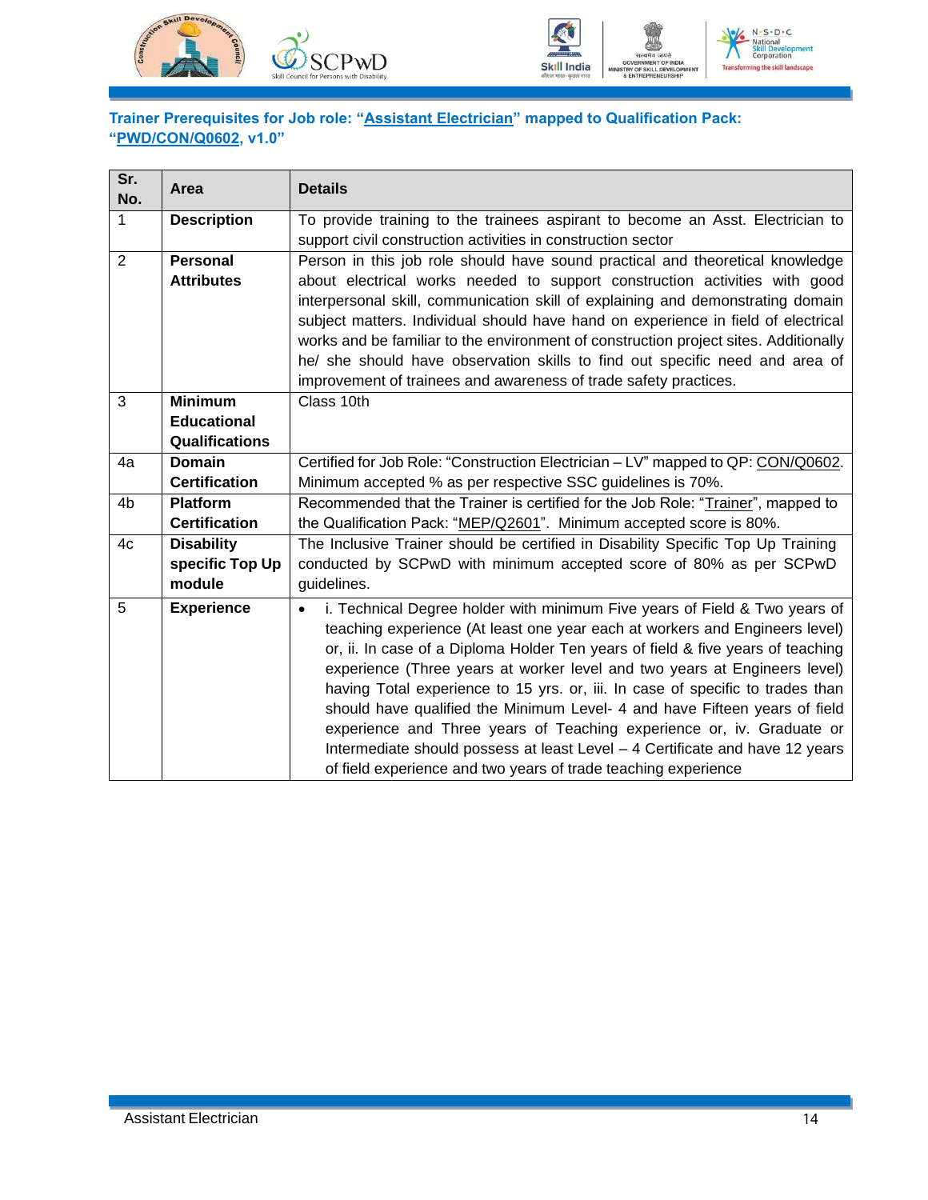**Trainer Prerequisites for Job role: "Assistant Electrician" mapped to Qualification Pack: "PWD/CON/Q0602, v1.0"**

| Sr. No. | Area | Details |
|---|---|---|
| 1 | **Description** | To provide training to the trainees aspirant to become an Asst. Electrician to support civil construction activities in construction sector |
| 2 | **Personal Attributes** | Person in this job role should have sound practical and theoretical knowledge about electrical works needed to support construction activities with good interpersonal skill, communication skill of explaining and demonstrating domain subject matters. Individual should have hand on experience in field of electrical works and be familiar to the environment of construction project sites. Additionally he/ she should have observation skills to find out specific need and area of improvement of trainees and awareness of trade safety practices. |
| 3 | **Minimum Educational Qualifications** | Class 10th |
| 4a | **Domain Certification** | Certified for Job Role: "Construction Electrician – LV" mapped to QP: CON/Q0602. Minimum accepted % as per respective SSC guidelines is 70%. |
| 4b | **Platform Certification** | Recommended that the Trainer is certified for the Job Role: "Trainer", mapped to the Qualification Pack: "MEP/Q2601". Minimum accepted score is 80%. |
| 4c | **Disability specific Top Up module** | The Inclusive Trainer should be certified in Disability Specific Top Up Training conducted by SCPwD with minimum accepted score of 80% as per SCPwD guidelines. |
| 5 | **Experience** | • i. Technical Degree holder with minimum Five years of Field & Two years of teaching experience (At least one year each at workers and Engineers level) or, ii. In case of a Diploma Holder Ten years of field & five years of teaching experience (Three years at worker level and two years at Engineers level) having Total experience to 15 yrs. or, iii. In case of specific to trades than should have qualified the Minimum Level- 4 and have Fifteen years of field experience and Three years of Teaching experience or, iv. Graduate or Intermediate should possess at least Level – 4 Certificate and have 12 years of field experience and two years of trade teaching experience |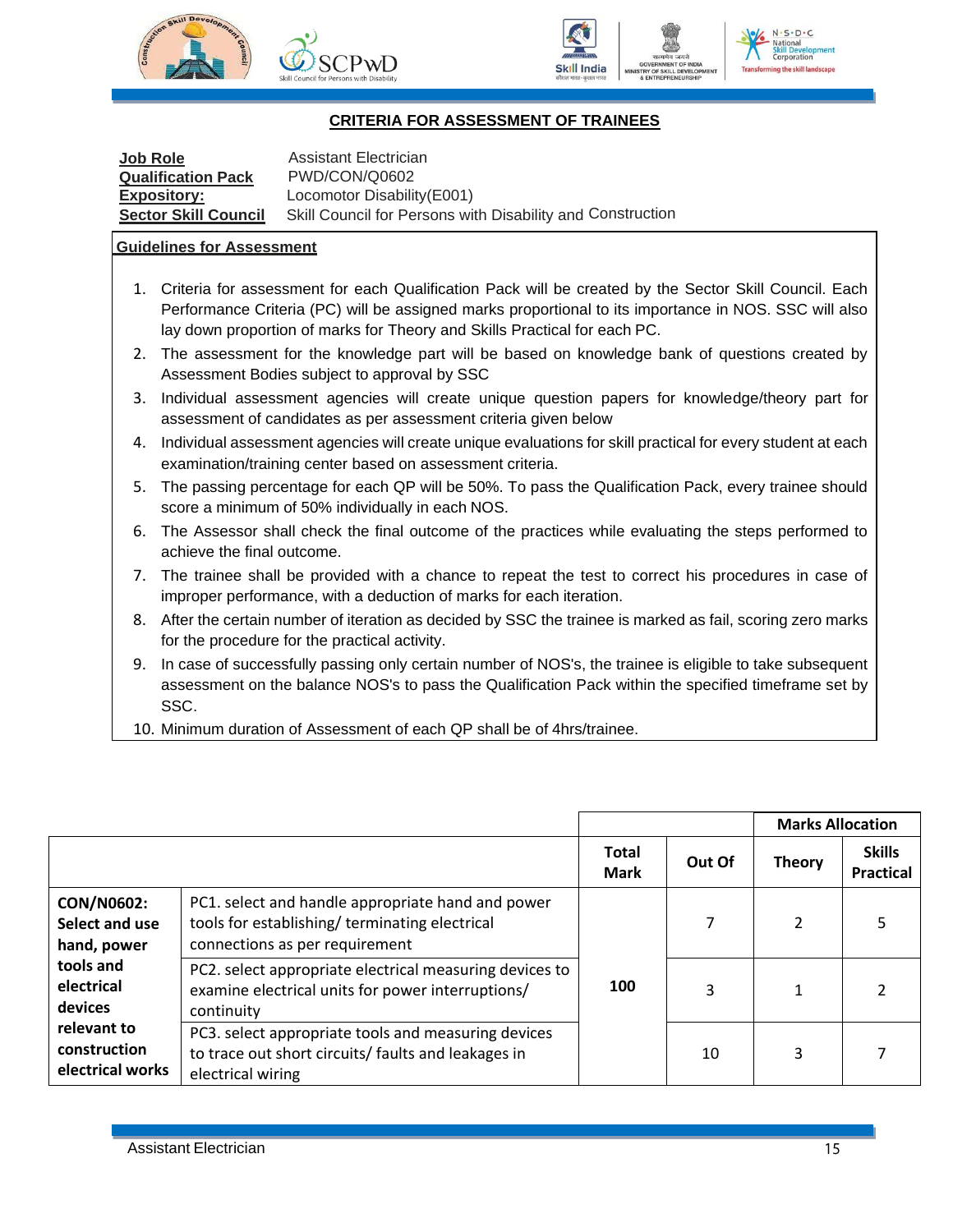## CRITERIA FOR ASSESSMENT OF TRAINEES

| | |
|---|---|
| **Job Role** | Assistant Electrician |
| **Qualification Pack** | PWD/CON/Q0602 |
| **Expository:** | Locomotor Disability(E001) |
| **Sector Skill Council** | Skill Council for Persons with Disability and Construction |

**Guidelines for Assessment**

1. Criteria for assessment for each Qualification Pack will be created by the Sector Skill Council. Each Performance Criteria (PC) will be assigned marks proportional to its importance in NOS. SSC will also lay down proportion of marks for Theory and Skills Practical for each PC.
2. The assessment for the knowledge part will be based on knowledge bank of questions created by Assessment Bodies subject to approval by SSC
3. Individual assessment agencies will create unique question papers for knowledge/theory part for assessment of candidates as per assessment criteria given below
4. Individual assessment agencies will create unique evaluations for skill practical for every student at each examination/training center based on assessment criteria.
5. The passing percentage for each QP will be 50%. To pass the Qualification Pack, every trainee should score a minimum of 50% individually in each NOS.
6. The Assessor shall check the final outcome of the practices while evaluating the steps performed to achieve the final outcome.
7. The trainee shall be provided with a chance to repeat the test to correct his procedures in case of improper performance, with a deduction of marks for each iteration.
8. After the certain number of iteration as decided by SSC the trainee is marked as fail, scoring zero marks for the procedure for the practical activity.
9. In case of successfully passing only certain number of NOS's, the trainee is eligible to take subsequent assessment on the balance NOS's to pass the Qualification Pack within the specified timeframe set by SSC.
10. Minimum duration of Assessment of each QP shall be of 4hrs/trainee.

| | | | | Marks Allocation | |
|---|---|---|---|---|---|
| | | **Total Mark** | **Out Of** | **Theory** | **Skills Practical** |
| **CON/N0602: Select and use hand, power tools and electrical devices relevant to construction electrical works** | PC1. select and handle appropriate hand and power tools for establishing/ terminating electrical connections as per requirement | 100 | 7 | 2 | 5 |
| | PC2. select appropriate electrical measuring devices to examine electrical units for power interruptions/ continuity | | 3 | 1 | 2 |
| | PC3. select appropriate tools and measuring devices to trace out short circuits/ faults and leakages in electrical wiring | | 10 | 3 | 7 |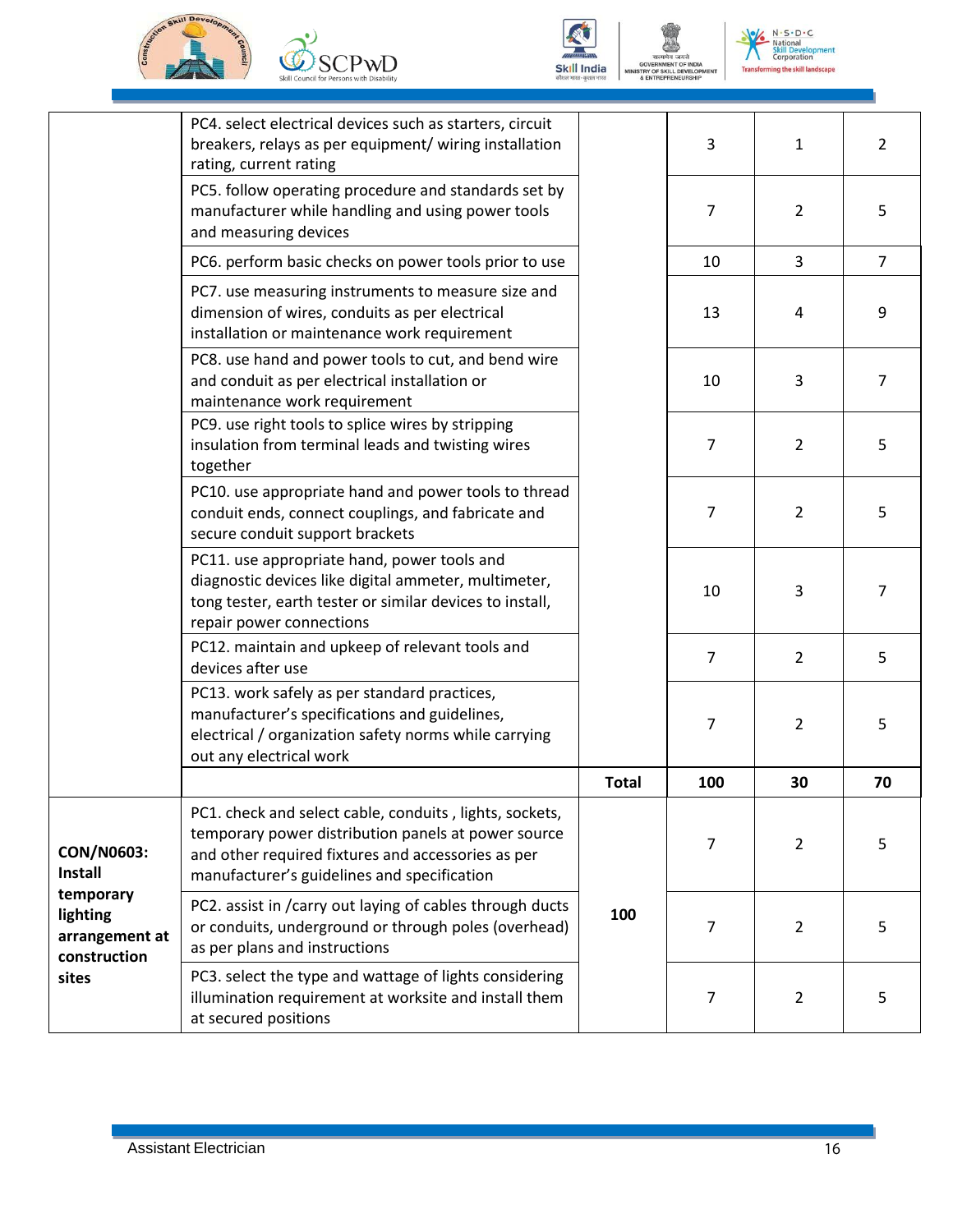| | | | | | |
|---|---|---|---|---|---|
| | PC4. select electrical devices such as starters, circuit breakers, relays as per equipment/ wiring installation rating, current rating | | 3 | 1 | 2 |
| | PC5. follow operating procedure and standards set by manufacturer while handling and using power tools and measuring devices | | 7 | 2 | 5 |
| | PC6. perform basic checks on power tools prior to use | | 10 | 3 | 7 |
| | PC7. use measuring instruments to measure size and dimension of wires, conduits as per electrical installation or maintenance work requirement | | 13 | 4 | 9 |
| | PC8. use hand and power tools to cut, and bend wire and conduit as per electrical installation or maintenance work requirement | | 10 | 3 | 7 |
| | PC9. use right tools to splice wires by stripping insulation from terminal leads and twisting wires together | | 7 | 2 | 5 |
| | PC10. use appropriate hand and power tools to thread conduit ends, connect couplings, and fabricate and secure conduit support brackets | | 7 | 2 | 5 |
| | PC11. use appropriate hand, power tools and diagnostic devices like digital ammeter, multimeter, tong tester, earth tester or similar devices to install, repair power connections | | 10 | 3 | 7 |
| | PC12. maintain and upkeep of relevant tools and devices after use | | 7 | 2 | 5 |
| | PC13. work safely as per standard practices, manufacturer's specifications and guidelines, electrical / organization safety norms while carrying out any electrical work | | 7 | 2 | 5 |
| | | **Total** | **100** | **30** | **70** |
| **CON/N0603: Install temporary lighting arrangement at construction sites** | PC1. check and select cable, conduits , lights, sockets, temporary power distribution panels at power source and other required fixtures and accessories as per manufacturer's guidelines and specification | **100** | 7 | 2 | 5 |
| | PC2. assist in /carry out laying of cables through ducts or conduits, underground or through poles (overhead) as per plans and instructions | | 7 | 2 | 5 |
| | PC3. select the type and wattage of lights considering illumination requirement at worksite and install them at secured positions | | 7 | 2 | 5 |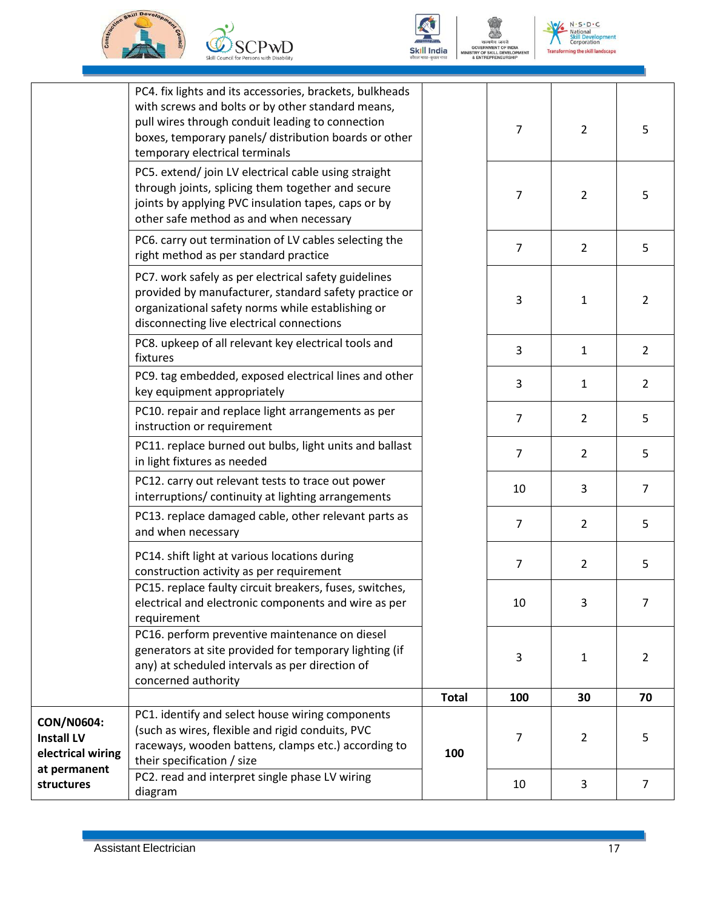| | | | | | |
|---|---|---|---|---|---|
| | PC4. fix lights and its accessories, brackets, bulkheads with screws and bolts or by other standard means, pull wires through conduit leading to connection boxes, temporary panels/ distribution boards or other temporary electrical terminals | | 7 | 2 | 5 |
| | PC5. extend/ join LV electrical cable using straight through joints, splicing them together and secure joints by applying PVC insulation tapes, caps or by other safe method as and when necessary | | 7 | 2 | 5 |
| | PC6. carry out termination of LV cables selecting the right method as per standard practice | | 7 | 2 | 5 |
| | PC7. work safely as per electrical safety guidelines provided by manufacturer, standard safety practice or organizational safety norms while establishing or disconnecting live electrical connections | | 3 | 1 | 2 |
| | PC8. upkeep of all relevant key electrical tools and fixtures | | 3 | 1 | 2 |
| | PC9. tag embedded, exposed electrical lines and other key equipment appropriately | | 3 | 1 | 2 |
| | PC10. repair and replace light arrangements as per instruction or requirement | | 7 | 2 | 5 |
| | PC11. replace burned out bulbs, light units and ballast in light fixtures as needed | | 7 | 2 | 5 |
| | PC12. carry out relevant tests to trace out power interruptions/ continuity at lighting arrangements | | 10 | 3 | 7 |
| | PC13. replace damaged cable, other relevant parts as and when necessary | | 7 | 2 | 5 |
| | PC14. shift light at various locations during construction activity as per requirement | | 7 | 2 | 5 |
| | PC15. replace faulty circuit breakers, fuses, switches, electrical and electronic components and wire as per requirement | | 10 | 3 | 7 |
| | PC16. perform preventive maintenance on diesel generators at site provided for temporary lighting (if any) at scheduled intervals as per direction of concerned authority | | 3 | 1 | 2 |
| | | **Total** | **100** | **30** | **70** |
| **CON/N0604: Install LV electrical wiring at permanent structures** | PC1. identify and select house wiring components (such as wires, flexible and rigid conduits, PVC raceways, wooden battens, clamps etc.) according to their specification / size | 100 | 7 | 2 | 5 |
| | PC2. read and interpret single phase LV wiring diagram | | 10 | 3 | 7 |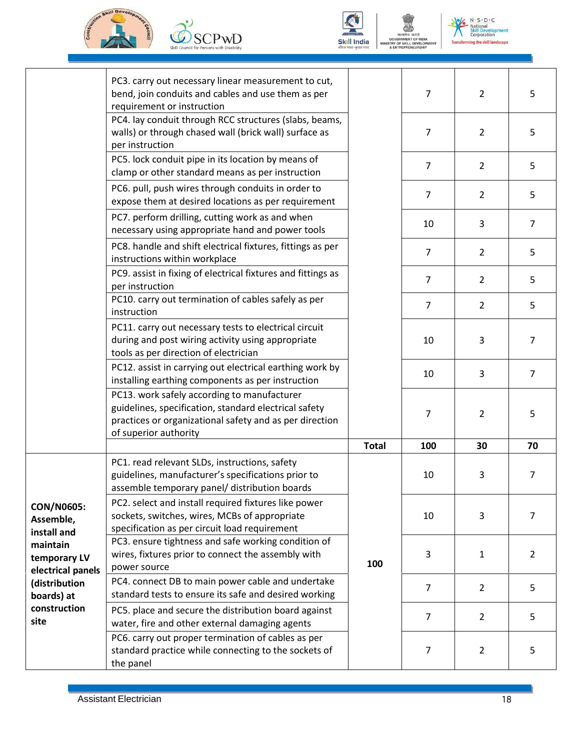| | | | | | |
|---|---|---|---|---|---|
| | PC3. carry out necessary linear measurement to cut, bend, join conduits and cables and use them as per requirement or instruction | | 7 | 2 | 5 |
| | PC4. lay conduit through RCC structures (slabs, beams, walls) or through chased wall (brick wall) surface as per instruction | | 7 | 2 | 5 |
| | PC5. lock conduit pipe in its location by means of clamp or other standard means as per instruction | | 7 | 2 | 5 |
| | PC6. pull, push wires through conduits in order to expose them at desired locations as per requirement | | 7 | 2 | 5 |
| | PC7. perform drilling, cutting work as and when necessary using appropriate hand and power tools | | 10 | 3 | 7 |
| | PC8. handle and shift electrical fixtures, fittings as per instructions within workplace | | 7 | 2 | 5 |
| | PC9. assist in fixing of electrical fixtures and fittings as per instruction | | 7 | 2 | 5 |
| | PC10. carry out termination of cables safely as per instruction | | 7 | 2 | 5 |
| | PC11. carry out necessary tests to electrical circuit during and post wiring activity using appropriate tools as per direction of electrician | | 10 | 3 | 7 |
| | PC12. assist in carrying out electrical earthing work by installing earthing components as per instruction | | 10 | 3 | 7 |
| | PC13. work safely according to manufacturer guidelines, specification, standard electrical safety practices or organizational safety and as per direction of superior authority | | 7 | 2 | 5 |
| | | **Total** | **100** | **30** | **70** |
| **CON/N0605: Assemble, install and maintain temporary LV electrical panels (distribution boards) at construction site** | PC1. read relevant SLDs, instructions, safety guidelines, manufacturer's specifications prior to assemble temporary panel/ distribution boards | 100 | 10 | 3 | 7 |
| | PC2. select and install required fixtures like power sockets, switches, wires, MCBs of appropriate specification as per circuit load requirement | | 10 | 3 | 7 |
| | PC3. ensure tightness and safe working condition of wires, fixtures prior to connect the assembly with power source | | 3 | 1 | 2 |
| | PC4. connect DB to main power cable and undertake standard tests to ensure its safe and desired working | | 7 | 2 | 5 |
| | PC5. place and secure the distribution board against water, fire and other external damaging agents | | 7 | 2 | 5 |
| | PC6. carry out proper termination of cables as per standard practice while connecting to the sockets of the panel | | 7 | 2 | 5 |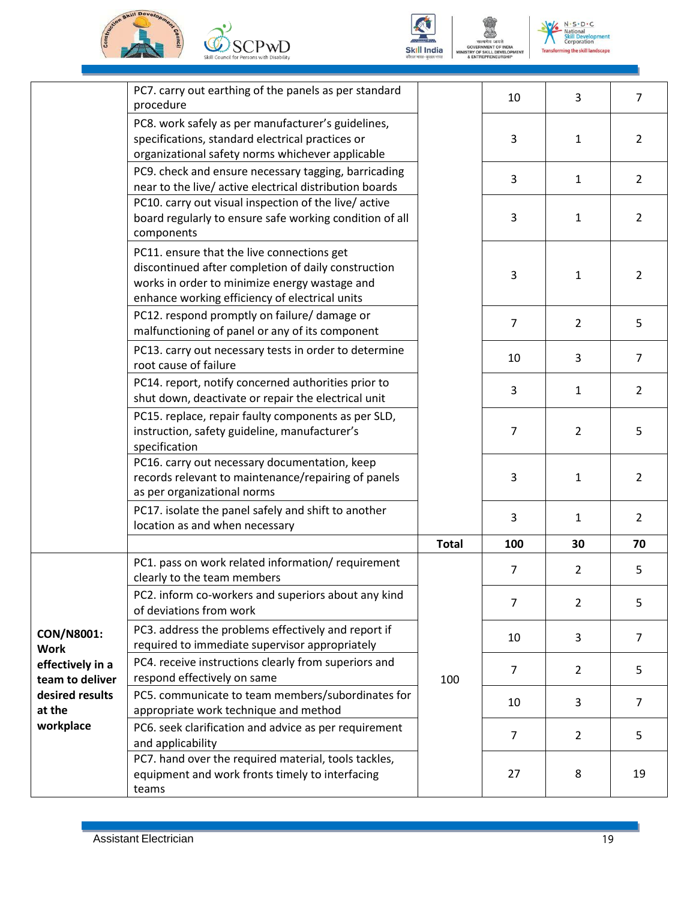| | | | | | |
|---|---|---|---|---|---|
| | PC7. carry out earthing of the panels as per standard procedure | | 10 | 3 | 7 |
| | PC8. work safely as per manufacturer's guidelines, specifications, standard electrical practices or organizational safety norms whichever applicable | | 3 | 1 | 2 |
| | PC9. check and ensure necessary tagging, barricading near to the live/ active electrical distribution boards | | 3 | 1 | 2 |
| | PC10. carry out visual inspection of the live/ active board regularly to ensure safe working condition of all components | | 3 | 1 | 2 |
| | PC11. ensure that the live connections get discontinued after completion of daily construction works in order to minimize energy wastage and enhance working efficiency of electrical units | | 3 | 1 | 2 |
| | PC12. respond promptly on failure/ damage or malfunctioning of panel or any of its component | | 7 | 2 | 5 |
| | PC13. carry out necessary tests in order to determine root cause of failure | | 10 | 3 | 7 |
| | PC14. report, notify concerned authorities prior to shut down, deactivate or repair the electrical unit | | 3 | 1 | 2 |
| | PC15. replace, repair faulty components as per SLD, instruction, safety guideline, manufacturer's specification | | 7 | 2 | 5 |
| | PC16. carry out necessary documentation, keep records relevant to maintenance/repairing of panels as per organizational norms | | 3 | 1 | 2 |
| | PC17. isolate the panel safely and shift to another location as and when necessary | | 3 | 1 | 2 |
| | | **Total** | **100** | **30** | **70** |
| **CON/N8001: Work effectively in a team to deliver desired results at the workplace** | PC1. pass on work related information/ requirement clearly to the team members | 100 | 7 | 2 | 5 |
| | PC2. inform co-workers and superiors about any kind of deviations from work | | 7 | 2 | 5 |
| | PC3. address the problems effectively and report if required to immediate supervisor appropriately | | 10 | 3 | 7 |
| | PC4. receive instructions clearly from superiors and respond effectively on same | | 7 | 2 | 5 |
| | PC5. communicate to team members/subordinates for appropriate work technique and method | | 10 | 3 | 7 |
| | PC6. seek clarification and advice as per requirement and applicability | | 7 | 2 | 5 |
| | PC7. hand over the required material, tools tackles, equipment and work fronts timely to interfacing teams | | 27 | 8 | 19 |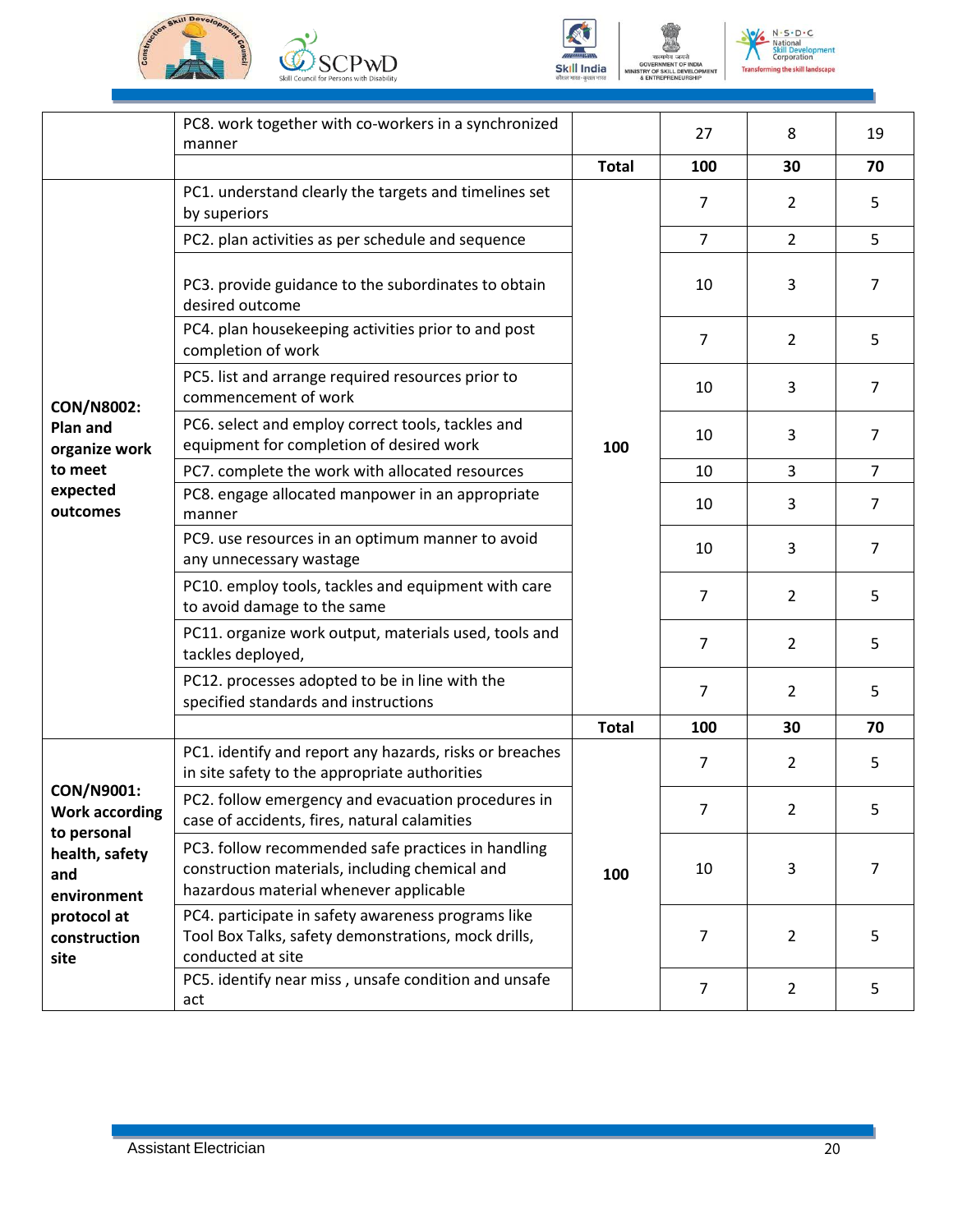| | | | | | |
|---|---|---|---|---|---|
| | PC8. work together with co-workers in a synchronized manner | | 27 | 8 | 19 |
| | | **Total** | **100** | **30** | **70** |
| **CON/N8002: Plan and organize work to meet expected outcomes** | PC1. understand clearly the targets and timelines set by superiors | **100** | 7 | 2 | 5 |
| | PC2. plan activities as per schedule and sequence | | 7 | 2 | 5 |
| | PC3. provide guidance to the subordinates to obtain desired outcome | | 10 | 3 | 7 |
| | PC4. plan housekeeping activities prior to and post completion of work | | 7 | 2 | 5 |
| | PC5. list and arrange required resources prior to commencement of work | | 10 | 3 | 7 |
| | PC6. select and employ correct tools, tackles and equipment for completion of desired work | | 10 | 3 | 7 |
| | PC7. complete the work with allocated resources | | 10 | 3 | 7 |
| | PC8. engage allocated manpower in an appropriate manner | | 10 | 3 | 7 |
| | PC9. use resources in an optimum manner to avoid any unnecessary wastage | | 10 | 3 | 7 |
| | PC10. employ tools, tackles and equipment with care to avoid damage to the same | | 7 | 2 | 5 |
| | PC11. organize work output, materials used, tools and tackles deployed, | | 7 | 2 | 5 |
| | PC12. processes adopted to be in line with the specified standards and instructions | | 7 | 2 | 5 |
| | | **Total** | **100** | **30** | **70** |
| **CON/N9001: Work according to personal health, safety and environment protocol at construction site** | PC1. identify and report any hazards, risks or breaches in site safety to the appropriate authorities | **100** | 7 | 2 | 5 |
| | PC2. follow emergency and evacuation procedures in case of accidents, fires, natural calamities | | 7 | 2 | 5 |
| | PC3. follow recommended safe practices in handling construction materials, including chemical and hazardous material whenever applicable | | 10 | 3 | 7 |
| | PC4. participate in safety awareness programs like Tool Box Talks, safety demonstrations, mock drills, conducted at site | | 7 | 2 | 5 |
| | PC5. identify near miss , unsafe condition and unsafe act | | 7 | 2 | 5 |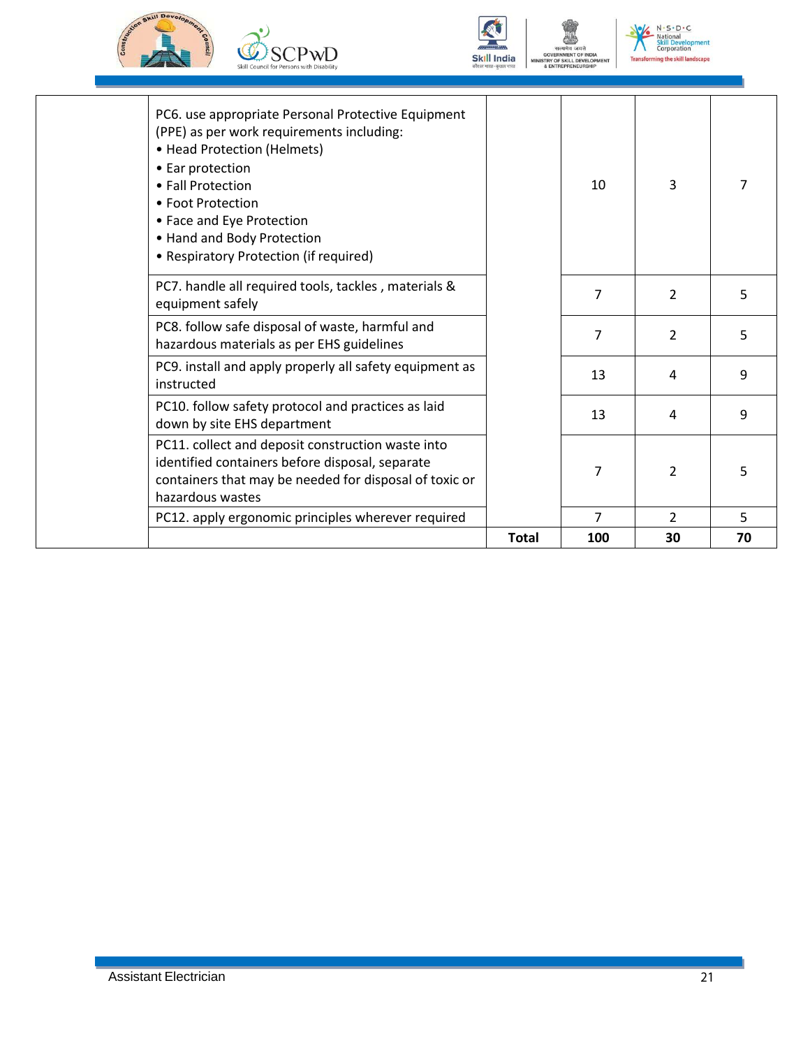| | | | | | |
|---|---|---|---|---|---|
| | PC6. use appropriate Personal Protective Equipment (PPE) as per work requirements including:<br>• Head Protection (Helmets)<br>• Ear protection<br>• Fall Protection<br>• Foot Protection<br>• Face and Eye Protection<br>• Hand and Body Protection<br>• Respiratory Protection (if required) | | 10 | 3 | 7 |
| | PC7. handle all required tools, tackles , materials & equipment safely | | 7 | 2 | 5 |
| | PC8. follow safe disposal of waste, harmful and hazardous materials as per EHS guidelines | | 7 | 2 | 5 |
| | PC9. install and apply properly all safety equipment as instructed | | 13 | 4 | 9 |
| | PC10. follow safety protocol and practices as laid down by site EHS department | | 13 | 4 | 9 |
| | PC11. collect and deposit construction waste into identified containers before disposal, separate containers that may be needed for disposal of toxic or hazardous wastes | | 7 | 2 | 5 |
| | PC12. apply ergonomic principles wherever required | | 7 | 2 | 5 |
| | | **Total** | **100** | **30** | **70** |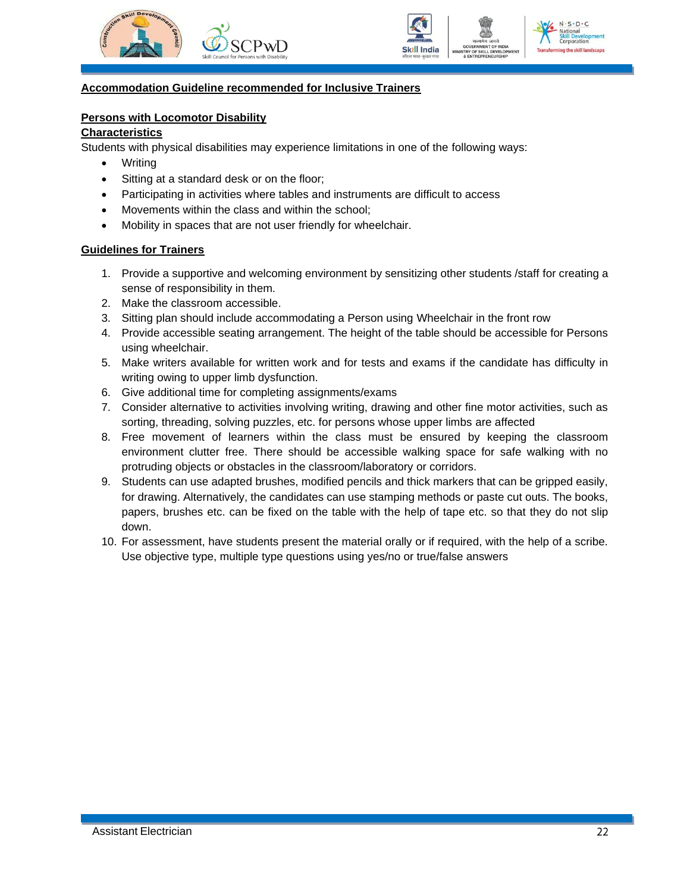## Accommodation Guideline recommended for Inclusive Trainers

### Persons with Locomotor Disability

### Characteristics

Students with physical disabilities may experience limitations in one of the following ways:

- Writing
- Sitting at a standard desk or on the floor;
- Participating in activities where tables and instruments are difficult to access
- Movements within the class and within the school;
- Mobility in spaces that are not user friendly for wheelchair.

### Guidelines for Trainers

1. Provide a supportive and welcoming environment by sensitizing other students /staff for creating a sense of responsibility in them.
2. Make the classroom accessible.
3. Sitting plan should include accommodating a Person using Wheelchair in the front row
4. Provide accessible seating arrangement. The height of the table should be accessible for Persons using wheelchair.
5. Make writers available for written work and for tests and exams if the candidate has difficulty in writing owing to upper limb dysfunction.
6. Give additional time for completing assignments/exams
7. Consider alternative to activities involving writing, drawing and other fine motor activities, such as sorting, threading, solving puzzles, etc. for persons whose upper limbs are affected
8. Free movement of learners within the class must be ensured by keeping the classroom environment clutter free. There should be accessible walking space for safe walking with no protruding objects or obstacles in the classroom/laboratory or corridors.
9. Students can use adapted brushes, modified pencils and thick markers that can be gripped easily, for drawing. Alternatively, the candidates can use stamping methods or paste cut outs. The books, papers, brushes etc. can be fixed on the table with the help of tape etc. so that they do not slip down.
10. For assessment, have students present the material orally or if required, with the help of a scribe. Use objective type, multiple type questions using yes/no or true/false answers